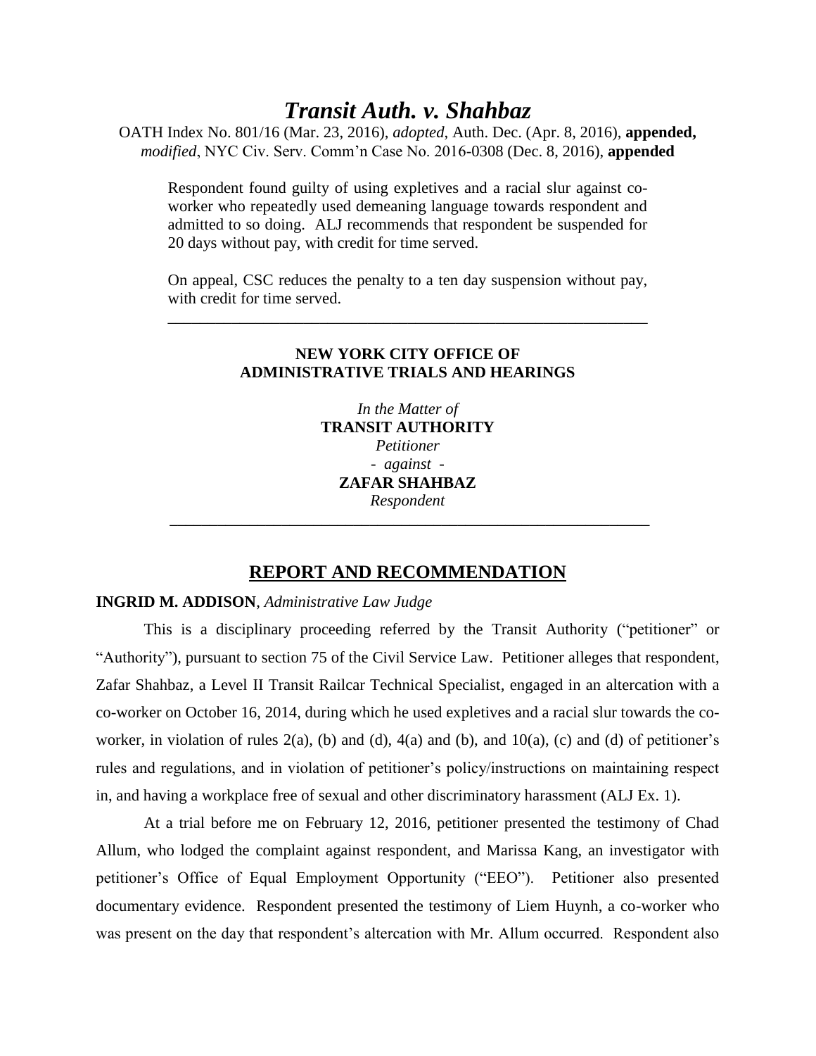# *Transit Auth. v. Shahbaz*

OATH Index No. 801/16 (Mar. 23, 2016), *adopted*, Auth. Dec. (Apr. 8, 2016), **appended,** *modified*, NYC Civ. Serv. Comm'n Case No. 2016-0308 (Dec. 8, 2016), **appended**

> Respondent found guilty of using expletives and a racial slur against co-worker who repeatedly used demeaning language towards respondent and admitted to so doing. ALJ recommends that respondent be suspended for 20 days without pay, with credit for time served.
>
> On appeal, CSC reduces the penalty to a ten day suspension without pay, with credit for time served.

---

**NEW YORK CITY OFFICE OF ADMINISTRATIVE TRIALS AND HEARINGS**

*In the Matter of*
**TRANSIT AUTHORITY**
*Petitioner*
*- against -*
**ZAFAR SHAHBAZ**
*Respondent*

---

## REPORT AND RECOMMENDATION

**INGRID M. ADDISON**, *Administrative Law Judge*

This is a disciplinary proceeding referred by the Transit Authority ("petitioner" or "Authority"), pursuant to section 75 of the Civil Service Law. Petitioner alleges that respondent, Zafar Shahbaz, a Level II Transit Railcar Technical Specialist, engaged in an altercation with a co-worker on October 16, 2014, during which he used expletives and a racial slur towards the co-worker, in violation of rules 2(a), (b) and (d), 4(a) and (b), and 10(a), (c) and (d) of petitioner's rules and regulations, and in violation of petitioner's policy/instructions on maintaining respect in, and having a workplace free of sexual and other discriminatory harassment (ALJ Ex. 1).

At a trial before me on February 12, 2016, petitioner presented the testimony of Chad Allum, who lodged the complaint against respondent, and Marissa Kang, an investigator with petitioner's Office of Equal Employment Opportunity ("EEO"). Petitioner also presented documentary evidence. Respondent presented the testimony of Liem Huynh, a co-worker who was present on the day that respondent's altercation with Mr. Allum occurred. Respondent also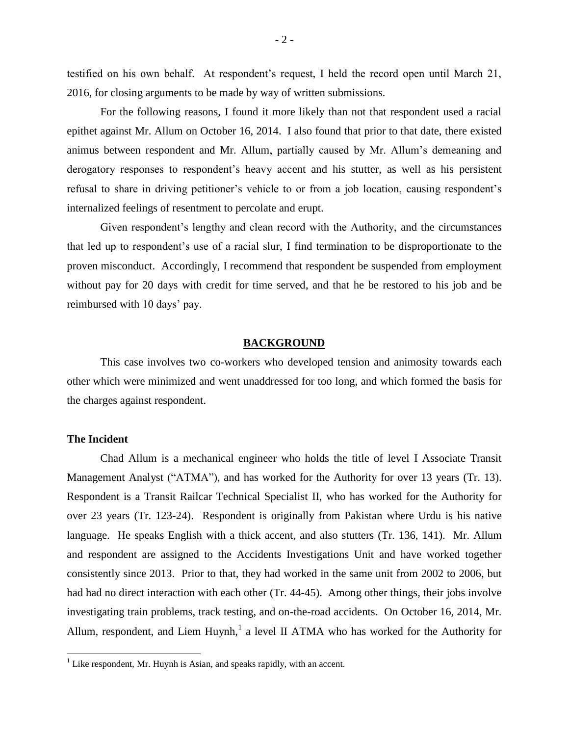testified on his own behalf. At respondent's request, I held the record open until March 21, 2016, for closing arguments to be made by way of written submissions.

For the following reasons, I found it more likely than not that respondent used a racial epithet against Mr. Allum on October 16, 2014. I also found that prior to that date, there existed animus between respondent and Mr. Allum, partially caused by Mr. Allum's demeaning and derogatory responses to respondent's heavy accent and his stutter, as well as his persistent refusal to share in driving petitioner's vehicle to or from a job location, causing respondent's internalized feelings of resentment to percolate and erupt.

Given respondent's lengthy and clean record with the Authority, and the circumstances that led up to respondent's use of a racial slur, I find termination to be disproportionate to the proven misconduct. Accordingly, I recommend that respondent be suspended from employment without pay for 20 days with credit for time served, and that he be restored to his job and be reimbursed with 10 days' pay.

## BACKGROUND

This case involves two co-workers who developed tension and animosity towards each other which were minimized and went unaddressed for too long, and which formed the basis for the charges against respondent.

### The Incident

Chad Allum is a mechanical engineer who holds the title of level I Associate Transit Management Analyst ("ATMA"), and has worked for the Authority for over 13 years (Tr. 13). Respondent is a Transit Railcar Technical Specialist II, who has worked for the Authority for over 23 years (Tr. 123-24). Respondent is originally from Pakistan where Urdu is his native language. He speaks English with a thick accent, and also stutters (Tr. 136, 141). Mr. Allum and respondent are assigned to the Accidents Investigations Unit and have worked together consistently since 2013. Prior to that, they had worked in the same unit from 2002 to 2006, but had had no direct interaction with each other (Tr. 44-45). Among other things, their jobs involve investigating train problems, track testing, and on-the-road accidents. On October 16, 2014, Mr. Allum, respondent, and Liem Huynh,[1] a level II ATMA who has worked for the Authority for

[1] Like respondent, Mr. Huynh is Asian, and speaks rapidly, with an accent.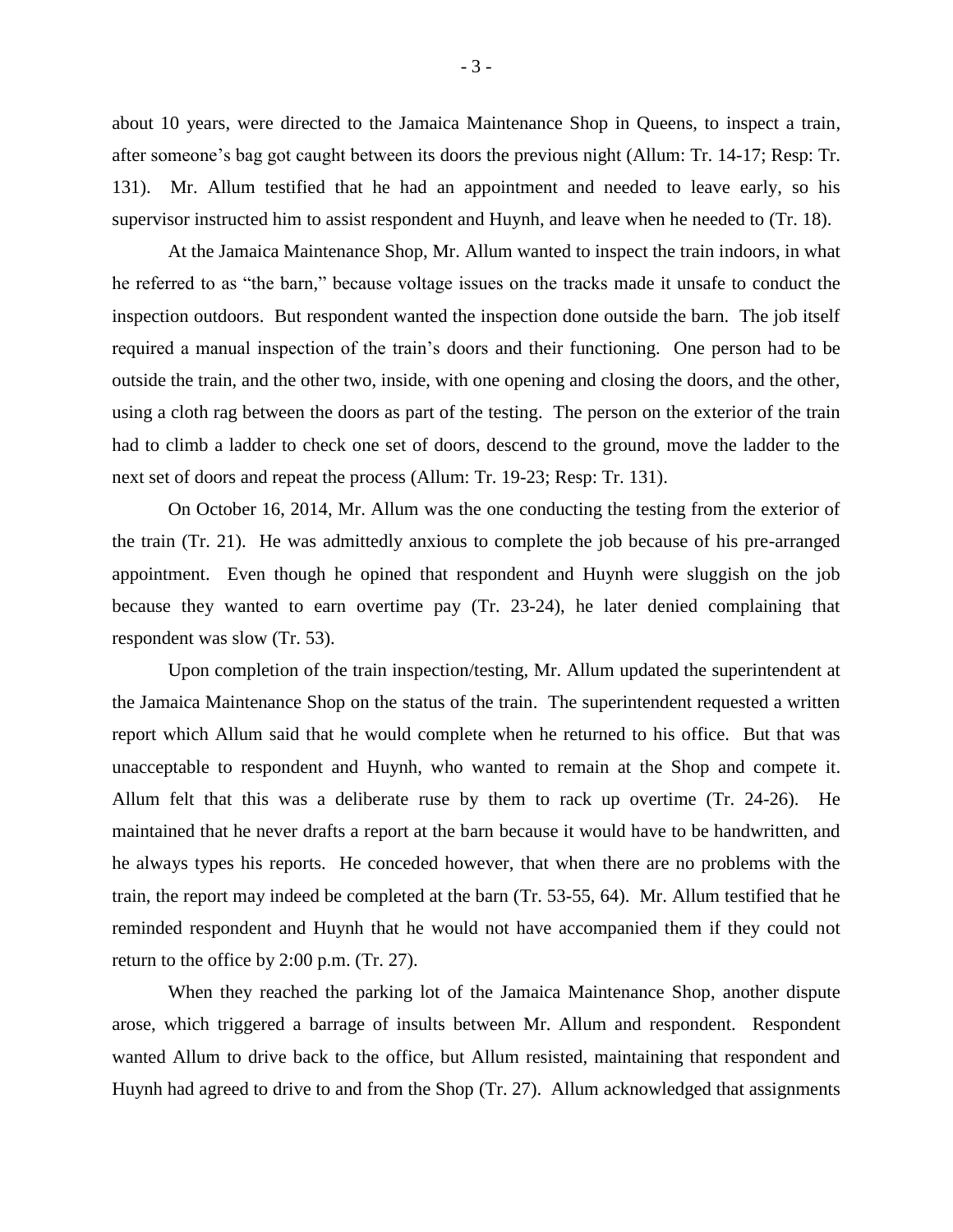about 10 years, were directed to the Jamaica Maintenance Shop in Queens, to inspect a train, after someone's bag got caught between its doors the previous night (Allum: Tr. 14-17; Resp: Tr. 131). Mr. Allum testified that he had an appointment and needed to leave early, so his supervisor instructed him to assist respondent and Huynh, and leave when he needed to (Tr. 18).

At the Jamaica Maintenance Shop, Mr. Allum wanted to inspect the train indoors, in what he referred to as "the barn," because voltage issues on the tracks made it unsafe to conduct the inspection outdoors. But respondent wanted the inspection done outside the barn. The job itself required a manual inspection of the train's doors and their functioning. One person had to be outside the train, and the other two, inside, with one opening and closing the doors, and the other, using a cloth rag between the doors as part of the testing. The person on the exterior of the train had to climb a ladder to check one set of doors, descend to the ground, move the ladder to the next set of doors and repeat the process (Allum: Tr. 19-23; Resp: Tr. 131).

On October 16, 2014, Mr. Allum was the one conducting the testing from the exterior of the train (Tr. 21). He was admittedly anxious to complete the job because of his pre-arranged appointment. Even though he opined that respondent and Huynh were sluggish on the job because they wanted to earn overtime pay (Tr. 23-24), he later denied complaining that respondent was slow (Tr. 53).

Upon completion of the train inspection/testing, Mr. Allum updated the superintendent at the Jamaica Maintenance Shop on the status of the train. The superintendent requested a written report which Allum said that he would complete when he returned to his office. But that was unacceptable to respondent and Huynh, who wanted to remain at the Shop and compete it. Allum felt that this was a deliberate ruse by them to rack up overtime (Tr. 24-26). He maintained that he never drafts a report at the barn because it would have to be handwritten, and he always types his reports. He conceded however, that when there are no problems with the train, the report may indeed be completed at the barn (Tr. 53-55, 64). Mr. Allum testified that he reminded respondent and Huynh that he would not have accompanied them if they could not return to the office by 2:00 p.m. (Tr. 27).

When they reached the parking lot of the Jamaica Maintenance Shop, another dispute arose, which triggered a barrage of insults between Mr. Allum and respondent. Respondent wanted Allum to drive back to the office, but Allum resisted, maintaining that respondent and Huynh had agreed to drive to and from the Shop (Tr. 27). Allum acknowledged that assignments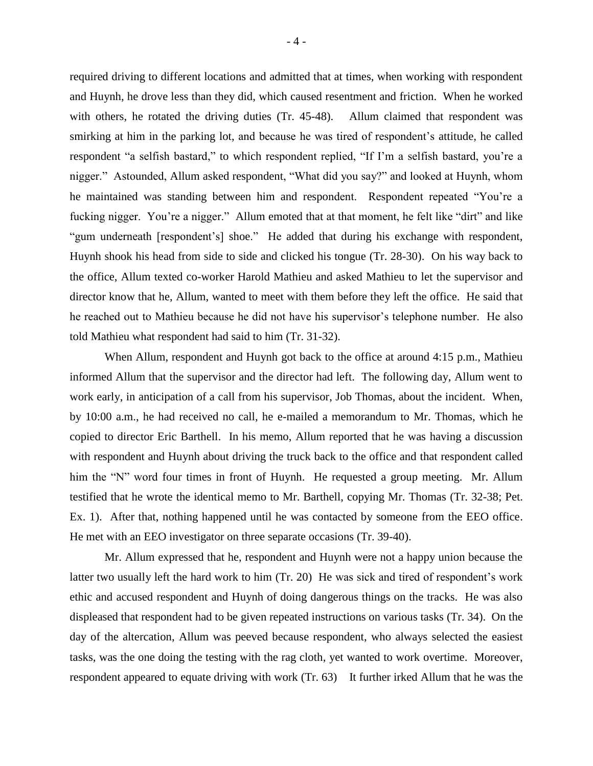required driving to different locations and admitted that at times, when working with respondent and Huynh, he drove less than they did, which caused resentment and friction. When he worked with others, he rotated the driving duties (Tr. 45-48). Allum claimed that respondent was smirking at him in the parking lot, and because he was tired of respondent's attitude, he called respondent "a selfish bastard," to which respondent replied, "If I'm a selfish bastard, you're a nigger." Astounded, Allum asked respondent, "What did you say?" and looked at Huynh, whom he maintained was standing between him and respondent. Respondent repeated "You're a fucking nigger. You're a nigger." Allum emoted that at that moment, he felt like "dirt" and like "gum underneath [respondent's] shoe." He added that during his exchange with respondent, Huynh shook his head from side to side and clicked his tongue (Tr. 28-30). On his way back to the office, Allum texted co-worker Harold Mathieu and asked Mathieu to let the supervisor and director know that he, Allum, wanted to meet with them before they left the office. He said that he reached out to Mathieu because he did not have his supervisor's telephone number. He also told Mathieu what respondent had said to him (Tr. 31-32).

When Allum, respondent and Huynh got back to the office at around 4:15 p.m., Mathieu informed Allum that the supervisor and the director had left. The following day, Allum went to work early, in anticipation of a call from his supervisor, Job Thomas, about the incident. When, by 10:00 a.m., he had received no call, he e-mailed a memorandum to Mr. Thomas, which he copied to director Eric Barthell. In his memo, Allum reported that he was having a discussion with respondent and Huynh about driving the truck back to the office and that respondent called him the "N" word four times in front of Huynh. He requested a group meeting. Mr. Allum testified that he wrote the identical memo to Mr. Barthell, copying Mr. Thomas (Tr. 32-38; Pet. Ex. 1). After that, nothing happened until he was contacted by someone from the EEO office. He met with an EEO investigator on three separate occasions (Tr. 39-40).

Mr. Allum expressed that he, respondent and Huynh were not a happy union because the latter two usually left the hard work to him (Tr. 20) He was sick and tired of respondent's work ethic and accused respondent and Huynh of doing dangerous things on the tracks. He was also displeased that respondent had to be given repeated instructions on various tasks (Tr. 34). On the day of the altercation, Allum was peeved because respondent, who always selected the easiest tasks, was the one doing the testing with the rag cloth, yet wanted to work overtime. Moreover, respondent appeared to equate driving with work (Tr. 63) It further irked Allum that he was the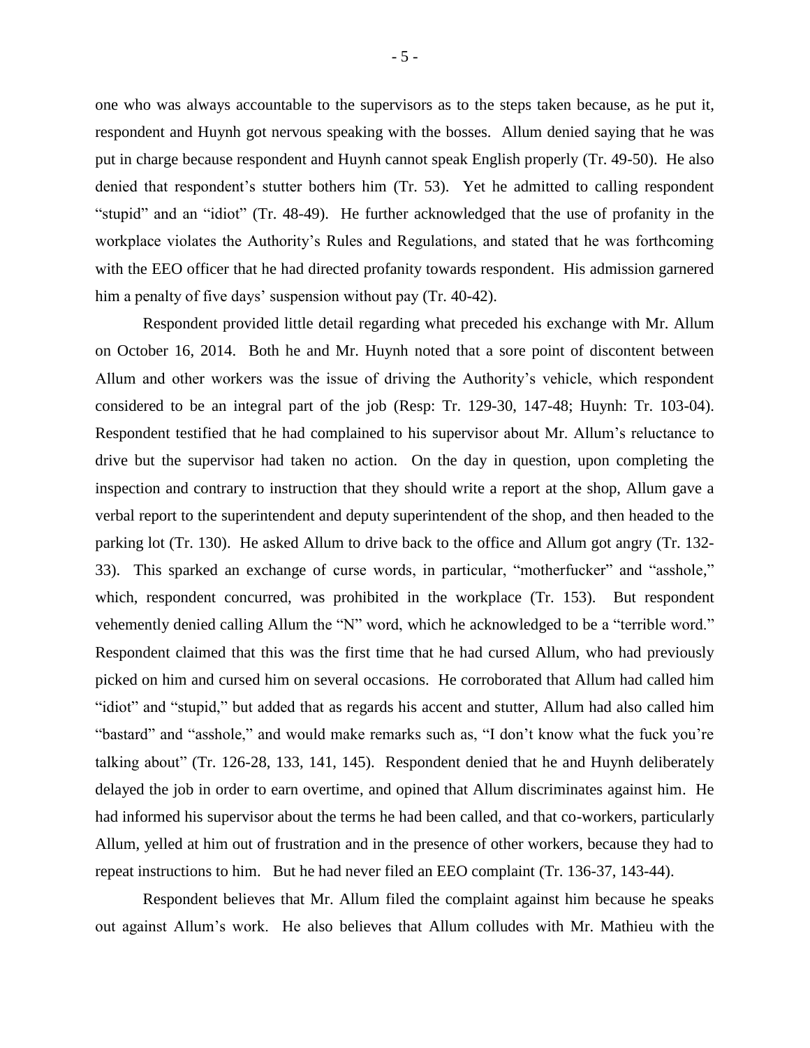one who was always accountable to the supervisors as to the steps taken because, as he put it, respondent and Huynh got nervous speaking with the bosses. Allum denied saying that he was put in charge because respondent and Huynh cannot speak English properly (Tr. 49-50). He also denied that respondent's stutter bothers him (Tr. 53). Yet he admitted to calling respondent "stupid" and an "idiot" (Tr. 48-49). He further acknowledged that the use of profanity in the workplace violates the Authority's Rules and Regulations, and stated that he was forthcoming with the EEO officer that he had directed profanity towards respondent. His admission garnered him a penalty of five days' suspension without pay (Tr. 40-42).

Respondent provided little detail regarding what preceded his exchange with Mr. Allum on October 16, 2014. Both he and Mr. Huynh noted that a sore point of discontent between Allum and other workers was the issue of driving the Authority's vehicle, which respondent considered to be an integral part of the job (Resp: Tr. 129-30, 147-48; Huynh: Tr. 103-04). Respondent testified that he had complained to his supervisor about Mr. Allum's reluctance to drive but the supervisor had taken no action. On the day in question, upon completing the inspection and contrary to instruction that they should write a report at the shop, Allum gave a verbal report to the superintendent and deputy superintendent of the shop, and then headed to the parking lot (Tr. 130). He asked Allum to drive back to the office and Allum got angry (Tr. 132-33). This sparked an exchange of curse words, in particular, "motherfucker" and "asshole," which, respondent concurred, was prohibited in the workplace (Tr. 153). But respondent vehemently denied calling Allum the "N" word, which he acknowledged to be a "terrible word." Respondent claimed that this was the first time that he had cursed Allum, who had previously picked on him and cursed him on several occasions. He corroborated that Allum had called him "idiot" and "stupid," but added that as regards his accent and stutter, Allum had also called him "bastard" and "asshole," and would make remarks such as, "I don't know what the fuck you're talking about" (Tr. 126-28, 133, 141, 145). Respondent denied that he and Huynh deliberately delayed the job in order to earn overtime, and opined that Allum discriminates against him. He had informed his supervisor about the terms he had been called, and that co-workers, particularly Allum, yelled at him out of frustration and in the presence of other workers, because they had to repeat instructions to him. But he had never filed an EEO complaint (Tr. 136-37, 143-44).

Respondent believes that Mr. Allum filed the complaint against him because he speaks out against Allum's work. He also believes that Allum colludes with Mr. Mathieu with the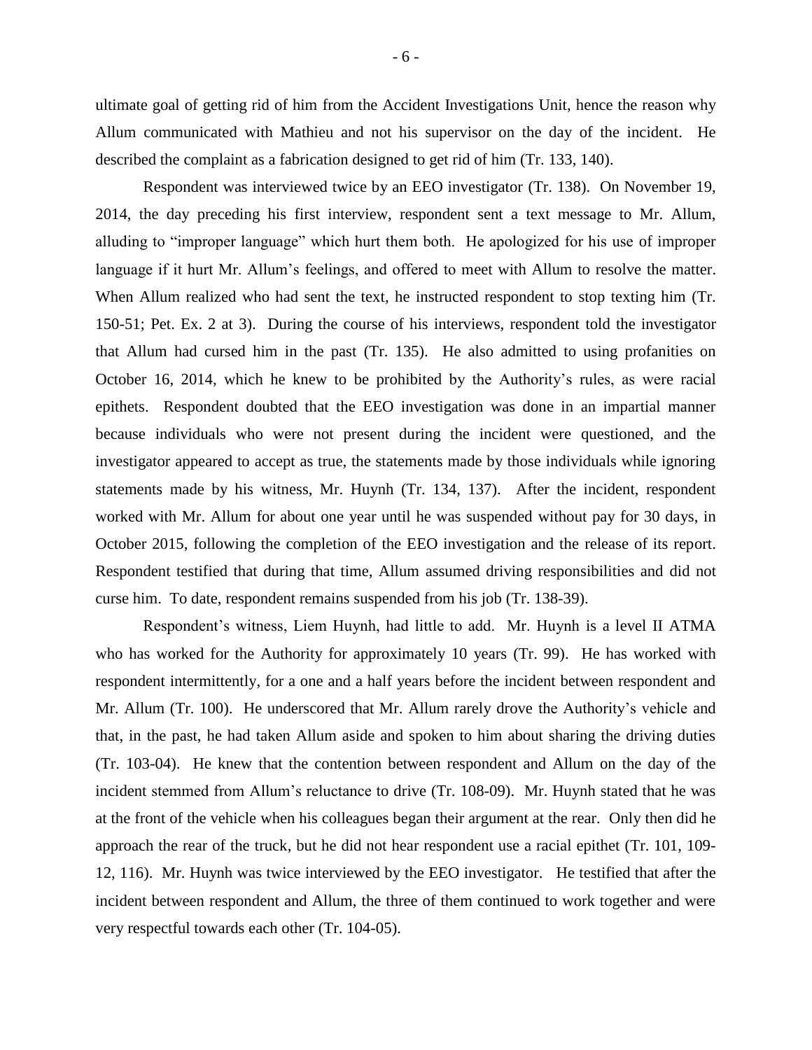ultimate goal of getting rid of him from the Accident Investigations Unit, hence the reason why Allum communicated with Mathieu and not his supervisor on the day of the incident. He described the complaint as a fabrication designed to get rid of him (Tr. 133, 140).

Respondent was interviewed twice by an EEO investigator (Tr. 138). On November 19, 2014, the day preceding his first interview, respondent sent a text message to Mr. Allum, alluding to "improper language" which hurt them both. He apologized for his use of improper language if it hurt Mr. Allum's feelings, and offered to meet with Allum to resolve the matter. When Allum realized who had sent the text, he instructed respondent to stop texting him (Tr. 150-51; Pet. Ex. 2 at 3). During the course of his interviews, respondent told the investigator that Allum had cursed him in the past (Tr. 135). He also admitted to using profanities on October 16, 2014, which he knew to be prohibited by the Authority's rules, as were racial epithets. Respondent doubted that the EEO investigation was done in an impartial manner because individuals who were not present during the incident were questioned, and the investigator appeared to accept as true, the statements made by those individuals while ignoring statements made by his witness, Mr. Huynh (Tr. 134, 137). After the incident, respondent worked with Mr. Allum for about one year until he was suspended without pay for 30 days, in October 2015, following the completion of the EEO investigation and the release of its report. Respondent testified that during that time, Allum assumed driving responsibilities and did not curse him. To date, respondent remains suspended from his job (Tr. 138-39).

Respondent's witness, Liem Huynh, had little to add. Mr. Huynh is a level II ATMA who has worked for the Authority for approximately 10 years (Tr. 99). He has worked with respondent intermittently, for a one and a half years before the incident between respondent and Mr. Allum (Tr. 100). He underscored that Mr. Allum rarely drove the Authority's vehicle and that, in the past, he had taken Allum aside and spoken to him about sharing the driving duties (Tr. 103-04). He knew that the contention between respondent and Allum on the day of the incident stemmed from Allum's reluctance to drive (Tr. 108-09). Mr. Huynh stated that he was at the front of the vehicle when his colleagues began their argument at the rear. Only then did he approach the rear of the truck, but he did not hear respondent use a racial epithet (Tr. 101, 109-12, 116). Mr. Huynh was twice interviewed by the EEO investigator. He testified that after the incident between respondent and Allum, the three of them continued to work together and were very respectful towards each other (Tr. 104-05).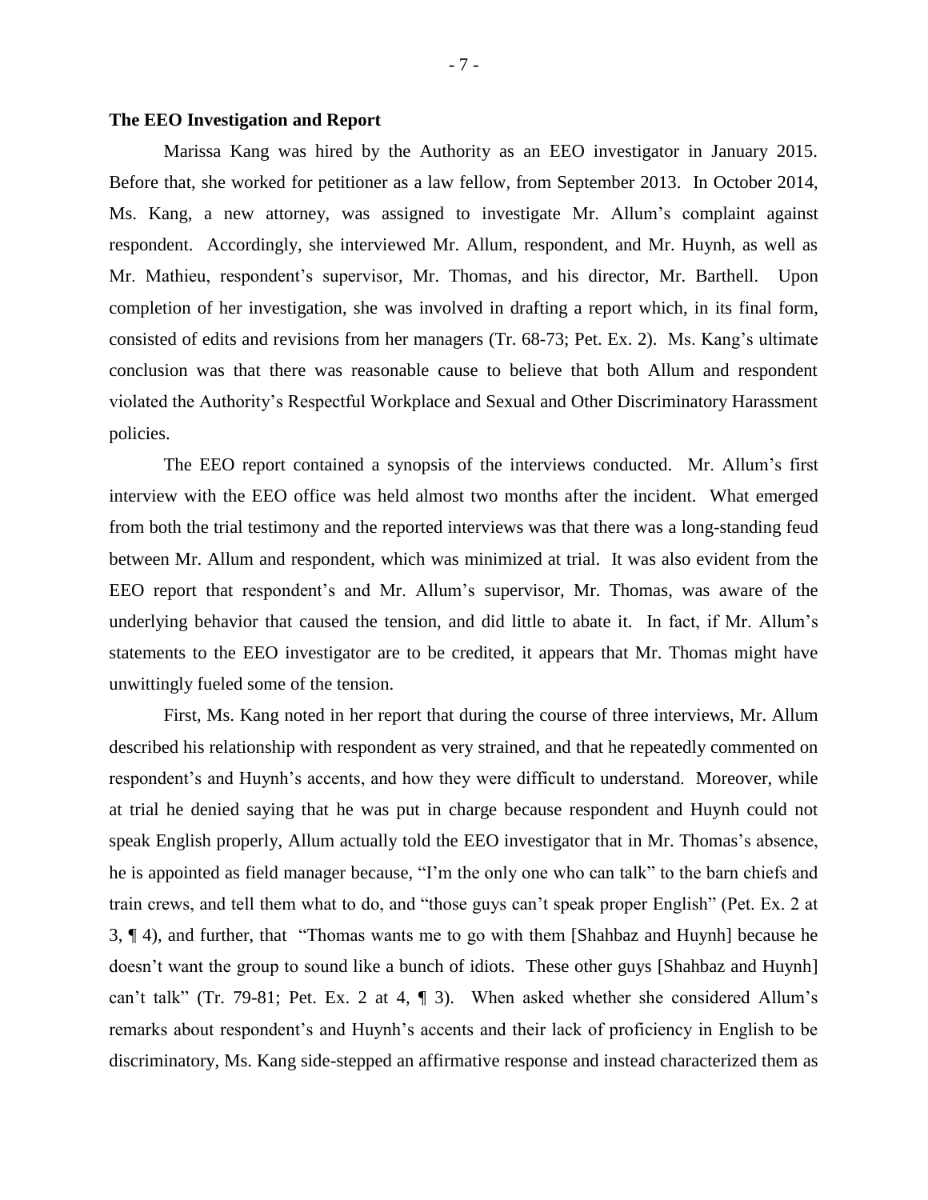**The EEO Investigation and Report**

Marissa Kang was hired by the Authority as an EEO investigator in January 2015. Before that, she worked for petitioner as a law fellow, from September 2013. In October 2014, Ms. Kang, a new attorney, was assigned to investigate Mr. Allum's complaint against respondent. Accordingly, she interviewed Mr. Allum, respondent, and Mr. Huynh, as well as Mr. Mathieu, respondent's supervisor, Mr. Thomas, and his director, Mr. Barthell. Upon completion of her investigation, she was involved in drafting a report which, in its final form, consisted of edits and revisions from her managers (Tr. 68-73; Pet. Ex. 2). Ms. Kang's ultimate conclusion was that there was reasonable cause to believe that both Allum and respondent violated the Authority's Respectful Workplace and Sexual and Other Discriminatory Harassment policies.

The EEO report contained a synopsis of the interviews conducted. Mr. Allum's first interview with the EEO office was held almost two months after the incident. What emerged from both the trial testimony and the reported interviews was that there was a long-standing feud between Mr. Allum and respondent, which was minimized at trial. It was also evident from the EEO report that respondent's and Mr. Allum's supervisor, Mr. Thomas, was aware of the underlying behavior that caused the tension, and did little to abate it. In fact, if Mr. Allum's statements to the EEO investigator are to be credited, it appears that Mr. Thomas might have unwittingly fueled some of the tension.

First, Ms. Kang noted in her report that during the course of three interviews, Mr. Allum described his relationship with respondent as very strained, and that he repeatedly commented on respondent's and Huynh's accents, and how they were difficult to understand. Moreover, while at trial he denied saying that he was put in charge because respondent and Huynh could not speak English properly, Allum actually told the EEO investigator that in Mr. Thomas's absence, he is appointed as field manager because, "I'm the only one who can talk" to the barn chiefs and train crews, and tell them what to do, and "those guys can't speak proper English" (Pet. Ex. 2 at 3, ¶ 4), and further, that "Thomas wants me to go with them [Shahbaz and Huynh] because he doesn't want the group to sound like a bunch of idiots. These other guys [Shahbaz and Huynh] can't talk" (Tr. 79-81; Pet. Ex. 2 at 4, ¶ 3). When asked whether she considered Allum's remarks about respondent's and Huynh's accents and their lack of proficiency in English to be discriminatory, Ms. Kang side-stepped an affirmative response and instead characterized them as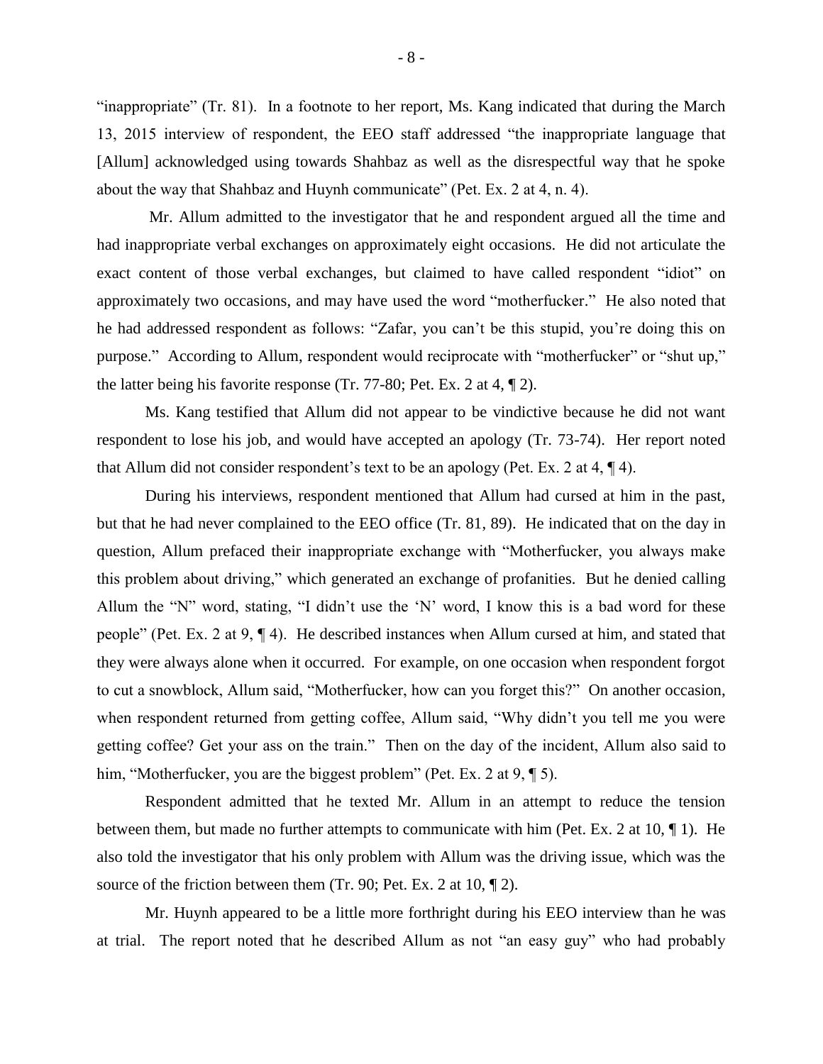"inappropriate" (Tr. 81). In a footnote to her report, Ms. Kang indicated that during the March 13, 2015 interview of respondent, the EEO staff addressed "the inappropriate language that [Allum] acknowledged using towards Shahbaz as well as the disrespectful way that he spoke about the way that Shahbaz and Huynh communicate" (Pet. Ex. 2 at 4, n. 4).

Mr. Allum admitted to the investigator that he and respondent argued all the time and had inappropriate verbal exchanges on approximately eight occasions. He did not articulate the exact content of those verbal exchanges, but claimed to have called respondent "idiot" on approximately two occasions, and may have used the word "motherfucker." He also noted that he had addressed respondent as follows: "Zafar, you can't be this stupid, you're doing this on purpose." According to Allum, respondent would reciprocate with "motherfucker" or "shut up," the latter being his favorite response (Tr. 77-80; Pet. Ex. 2 at 4, ¶ 2).

Ms. Kang testified that Allum did not appear to be vindictive because he did not want respondent to lose his job, and would have accepted an apology (Tr. 73-74). Her report noted that Allum did not consider respondent's text to be an apology (Pet. Ex. 2 at 4, ¶ 4).

During his interviews, respondent mentioned that Allum had cursed at him in the past, but that he had never complained to the EEO office (Tr. 81, 89). He indicated that on the day in question, Allum prefaced their inappropriate exchange with "Motherfucker, you always make this problem about driving," which generated an exchange of profanities. But he denied calling Allum the "N" word, stating, "I didn't use the 'N' word, I know this is a bad word for these people" (Pet. Ex. 2 at 9, ¶ 4). He described instances when Allum cursed at him, and stated that they were always alone when it occurred. For example, on one occasion when respondent forgot to cut a snowblock, Allum said, "Motherfucker, how can you forget this?" On another occasion, when respondent returned from getting coffee, Allum said, "Why didn't you tell me you were getting coffee? Get your ass on the train." Then on the day of the incident, Allum also said to him, "Motherfucker, you are the biggest problem" (Pet. Ex. 2 at 9, ¶ 5).

Respondent admitted that he texted Mr. Allum in an attempt to reduce the tension between them, but made no further attempts to communicate with him (Pet. Ex. 2 at 10, ¶ 1). He also told the investigator that his only problem with Allum was the driving issue, which was the source of the friction between them (Tr. 90; Pet. Ex. 2 at 10, ¶ 2).

Mr. Huynh appeared to be a little more forthright during his EEO interview than he was at trial. The report noted that he described Allum as not "an easy guy" who had probably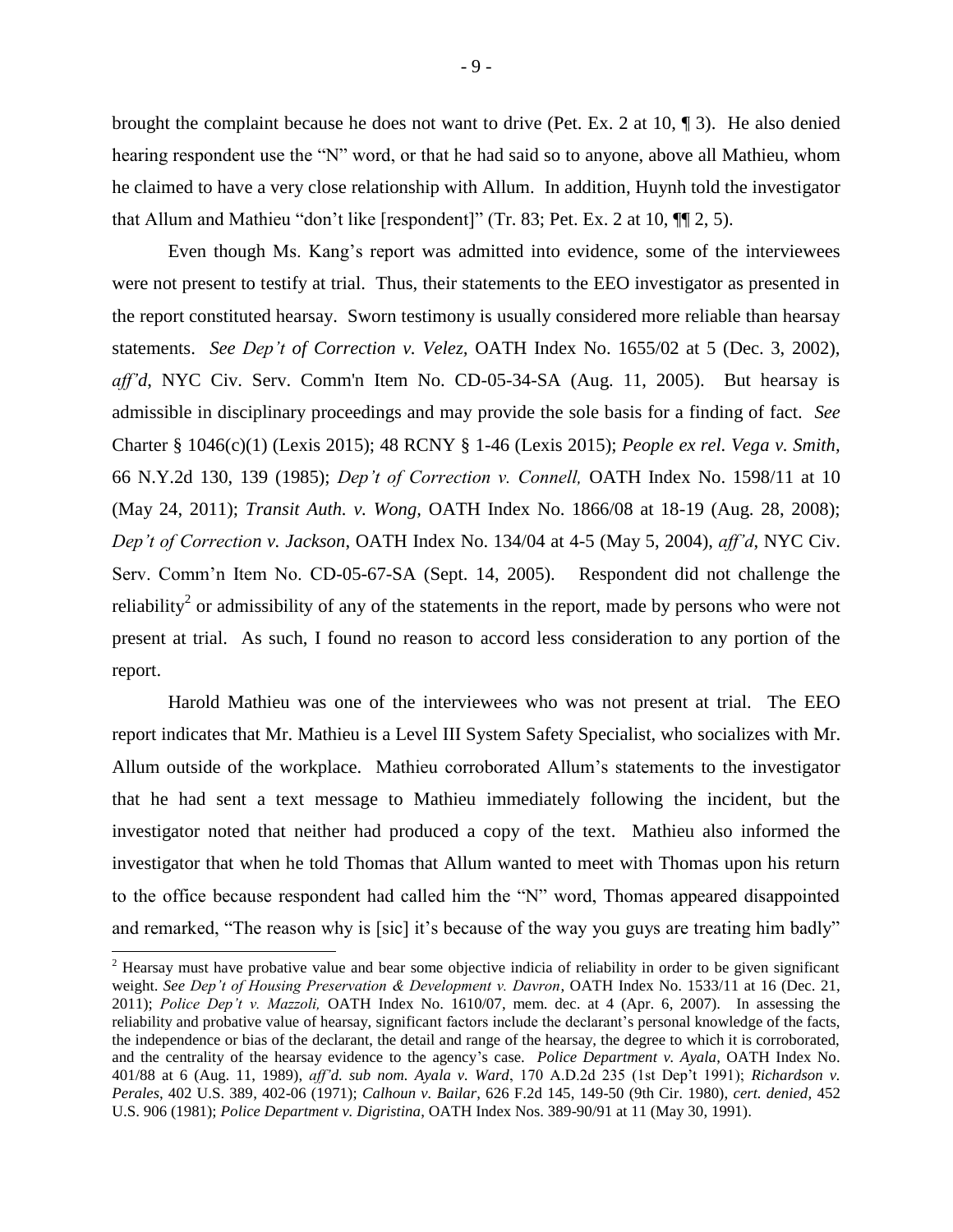brought the complaint because he does not want to drive (Pet. Ex. 2 at 10, ¶ 3). He also denied hearing respondent use the "N" word, or that he had said so to anyone, above all Mathieu, whom he claimed to have a very close relationship with Allum. In addition, Huynh told the investigator that Allum and Mathieu "don't like [respondent]" (Tr. 83; Pet. Ex. 2 at 10, ¶¶ 2, 5).

Even though Ms. Kang's report was admitted into evidence, some of the interviewees were not present to testify at trial. Thus, their statements to the EEO investigator as presented in the report constituted hearsay. Sworn testimony is usually considered more reliable than hearsay statements. *See Dep't of Correction v. Velez,* OATH Index No. 1655/02 at 5 (Dec. 3, 2002), *aff'd*, NYC Civ. Serv. Comm'n Item No. CD-05-34-SA (Aug. 11, 2005). But hearsay is admissible in disciplinary proceedings and may provide the sole basis for a finding of fact. *See* Charter § 1046(c)(1) (Lexis 2015); 48 RCNY § 1-46 (Lexis 2015); *People ex rel. Vega v. Smith,* 66 N.Y.2d 130, 139 (1985); *Dep't of Correction v. Connell,* OATH Index No. 1598/11 at 10 (May 24, 2011); *Transit Auth. v. Wong,* OATH Index No. 1866/08 at 18-19 (Aug. 28, 2008); *Dep't of Correction v. Jackson*, OATH Index No. 134/04 at 4-5 (May 5, 2004), *aff'd*, NYC Civ. Serv. Comm'n Item No. CD-05-67-SA (Sept. 14, 2005). Respondent did not challenge the reliability[2] or admissibility of any of the statements in the report, made by persons who were not present at trial. As such, I found no reason to accord less consideration to any portion of the report.

Harold Mathieu was one of the interviewees who was not present at trial. The EEO report indicates that Mr. Mathieu is a Level III System Safety Specialist, who socializes with Mr. Allum outside of the workplace. Mathieu corroborated Allum's statements to the investigator that he had sent a text message to Mathieu immediately following the incident, but the investigator noted that neither had produced a copy of the text. Mathieu also informed the investigator that when he told Thomas that Allum wanted to meet with Thomas upon his return to the office because respondent had called him the "N" word, Thomas appeared disappointed and remarked, "The reason why is [sic] it's because of the way you guys are treating him badly"

[2] Hearsay must have probative value and bear some objective indicia of reliability in order to be given significant weight. *See Dep't of Housing Preservation & Development v. Davron*, OATH Index No. 1533/11 at 16 (Dec. 21, 2011); *Police Dep't v. Mazzoli,* OATH Index No. 1610/07, mem. dec. at 4 (Apr. 6, 2007). In assessing the reliability and probative value of hearsay, significant factors include the declarant's personal knowledge of the facts, the independence or bias of the declarant, the detail and range of the hearsay, the degree to which it is corroborated, and the centrality of the hearsay evidence to the agency's case. *Police Department v. Ayala*, OATH Index No. 401/88 at 6 (Aug. 11, 1989), *aff'd. sub nom. Ayala v. Ward*, 170 A.D.2d 235 (1st Dep't 1991); *Richardson v. Perales*, 402 U.S. 389, 402-06 (1971); *Calhoun v. Bailar*, 626 F.2d 145, 149-50 (9th Cir. 1980), *cert. denied*, 452 U.S. 906 (1981); *Police Department v. Digristina*, OATH Index Nos. 389-90/91 at 11 (May 30, 1991).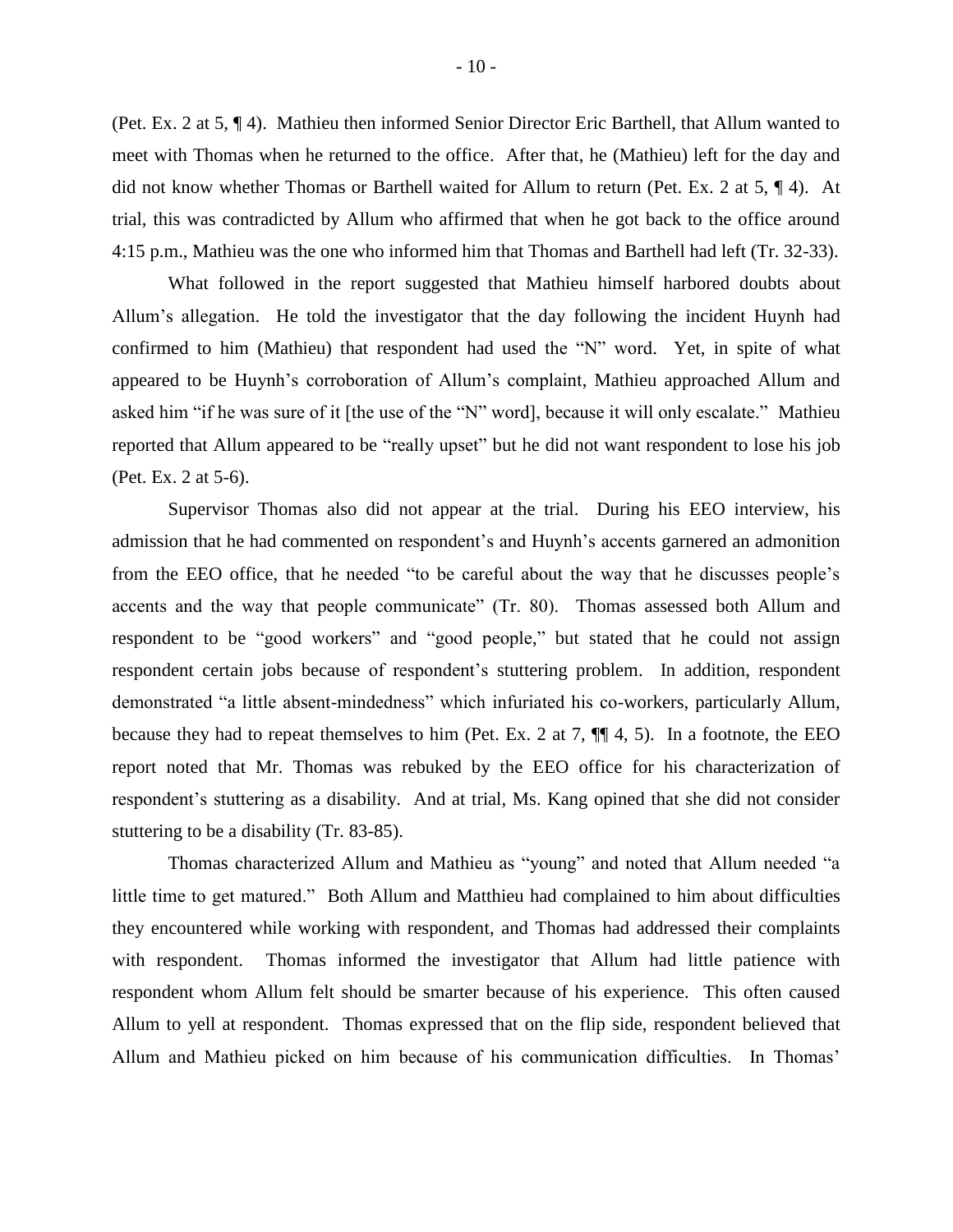(Pet. Ex. 2 at 5, ¶ 4). Mathieu then informed Senior Director Eric Barthell, that Allum wanted to meet with Thomas when he returned to the office. After that, he (Mathieu) left for the day and did not know whether Thomas or Barthell waited for Allum to return (Pet. Ex. 2 at 5, ¶ 4). At trial, this was contradicted by Allum who affirmed that when he got back to the office around 4:15 p.m., Mathieu was the one who informed him that Thomas and Barthell had left (Tr. 32-33).

What followed in the report suggested that Mathieu himself harbored doubts about Allum's allegation. He told the investigator that the day following the incident Huynh had confirmed to him (Mathieu) that respondent had used the "N" word. Yet, in spite of what appeared to be Huynh's corroboration of Allum's complaint, Mathieu approached Allum and asked him "if he was sure of it [the use of the "N" word], because it will only escalate." Mathieu reported that Allum appeared to be "really upset" but he did not want respondent to lose his job (Pet. Ex. 2 at 5-6).

Supervisor Thomas also did not appear at the trial. During his EEO interview, his admission that he had commented on respondent's and Huynh's accents garnered an admonition from the EEO office, that he needed "to be careful about the way that he discusses people's accents and the way that people communicate" (Tr. 80). Thomas assessed both Allum and respondent to be "good workers" and "good people," but stated that he could not assign respondent certain jobs because of respondent's stuttering problem. In addition, respondent demonstrated "a little absent-mindedness" which infuriated his co-workers, particularly Allum, because they had to repeat themselves to him (Pet. Ex. 2 at 7, ¶¶ 4, 5). In a footnote, the EEO report noted that Mr. Thomas was rebuked by the EEO office for his characterization of respondent's stuttering as a disability. And at trial, Ms. Kang opined that she did not consider stuttering to be a disability (Tr. 83-85).

Thomas characterized Allum and Mathieu as "young" and noted that Allum needed "a little time to get matured." Both Allum and Matthieu had complained to him about difficulties they encountered while working with respondent, and Thomas had addressed their complaints with respondent. Thomas informed the investigator that Allum had little patience with respondent whom Allum felt should be smarter because of his experience. This often caused Allum to yell at respondent. Thomas expressed that on the flip side, respondent believed that Allum and Mathieu picked on him because of his communication difficulties. In Thomas'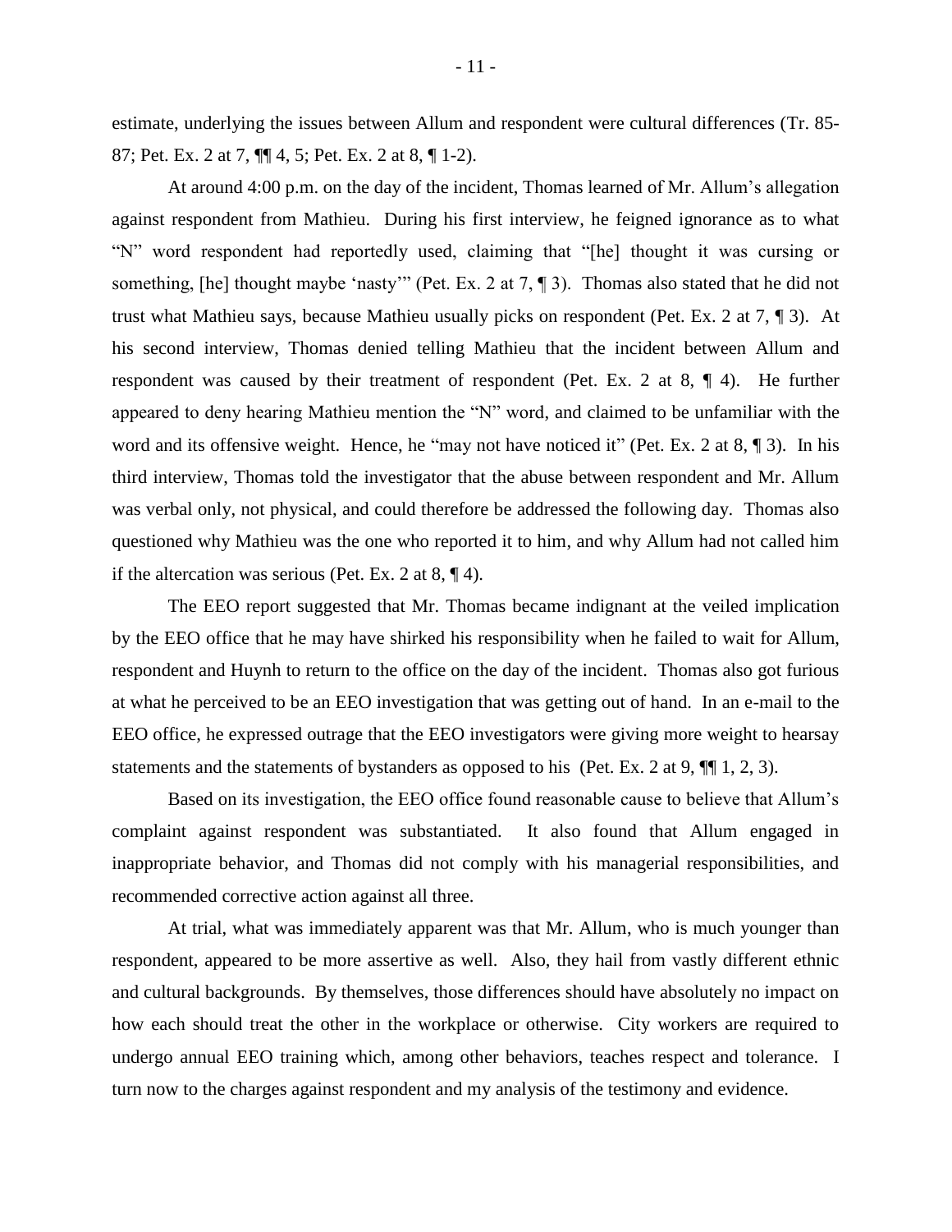estimate, underlying the issues between Allum and respondent were cultural differences (Tr. 85-87; Pet. Ex. 2 at 7, ¶¶ 4, 5; Pet. Ex. 2 at 8, ¶ 1-2).

At around 4:00 p.m. on the day of the incident, Thomas learned of Mr. Allum's allegation against respondent from Mathieu. During his first interview, he feigned ignorance as to what "N" word respondent had reportedly used, claiming that "[he] thought it was cursing or something, [he] thought maybe 'nasty'" (Pet. Ex. 2 at 7, ¶ 3). Thomas also stated that he did not trust what Mathieu says, because Mathieu usually picks on respondent (Pet. Ex. 2 at 7, ¶ 3). At his second interview, Thomas denied telling Mathieu that the incident between Allum and respondent was caused by their treatment of respondent (Pet. Ex. 2 at 8, ¶ 4). He further appeared to deny hearing Mathieu mention the "N" word, and claimed to be unfamiliar with the word and its offensive weight. Hence, he "may not have noticed it" (Pet. Ex. 2 at 8, ¶ 3). In his third interview, Thomas told the investigator that the abuse between respondent and Mr. Allum was verbal only, not physical, and could therefore be addressed the following day. Thomas also questioned why Mathieu was the one who reported it to him, and why Allum had not called him if the altercation was serious (Pet. Ex. 2 at 8, ¶ 4).

The EEO report suggested that Mr. Thomas became indignant at the veiled implication by the EEO office that he may have shirked his responsibility when he failed to wait for Allum, respondent and Huynh to return to the office on the day of the incident. Thomas also got furious at what he perceived to be an EEO investigation that was getting out of hand. In an e-mail to the EEO office, he expressed outrage that the EEO investigators were giving more weight to hearsay statements and the statements of bystanders as opposed to his (Pet. Ex. 2 at 9, ¶¶ 1, 2, 3).

Based on its investigation, the EEO office found reasonable cause to believe that Allum's complaint against respondent was substantiated. It also found that Allum engaged in inappropriate behavior, and Thomas did not comply with his managerial responsibilities, and recommended corrective action against all three.

At trial, what was immediately apparent was that Mr. Allum, who is much younger than respondent, appeared to be more assertive as well. Also, they hail from vastly different ethnic and cultural backgrounds. By themselves, those differences should have absolutely no impact on how each should treat the other in the workplace or otherwise. City workers are required to undergo annual EEO training which, among other behaviors, teaches respect and tolerance. I turn now to the charges against respondent and my analysis of the testimony and evidence.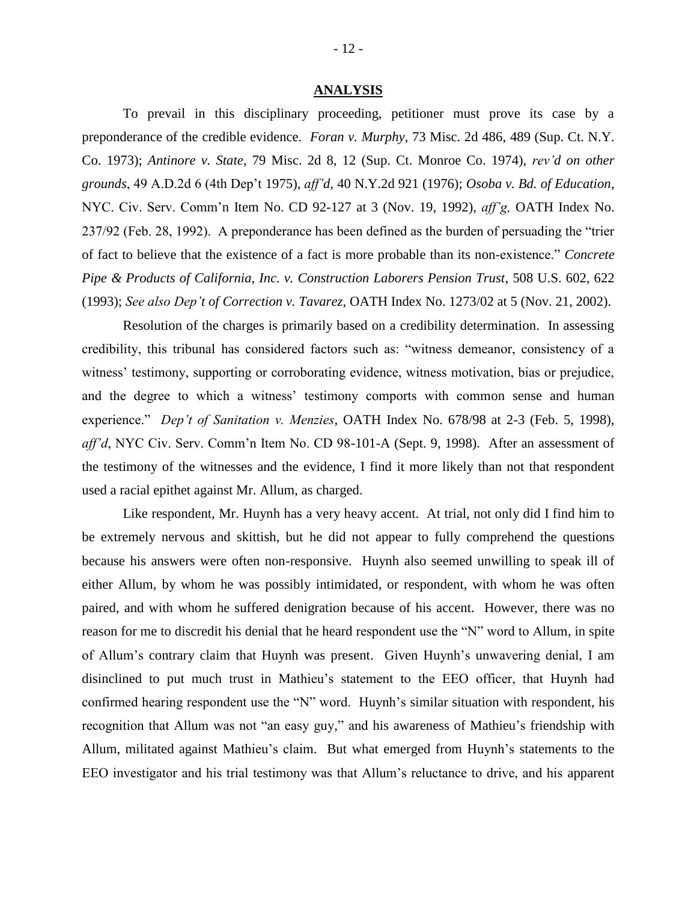## ANALYSIS

To prevail in this disciplinary proceeding, petitioner must prove its case by a preponderance of the credible evidence. *Foran v. Murphy*, 73 Misc. 2d 486, 489 (Sup. Ct. N.Y. Co. 1973); *Antinore v. State*, 79 Misc. 2d 8, 12 (Sup. Ct. Monroe Co. 1974), *rev'd on other grounds*, 49 A.D.2d 6 (4th Dep't 1975), *aff'd,* 40 N.Y.2d 921 (1976); *Osoba v. Bd. of Education*, NYC. Civ. Serv. Comm'n Item No. CD 92-127 at 3 (Nov. 19, 1992), *aff'g,* OATH Index No. 237/92 (Feb. 28, 1992). A preponderance has been defined as the burden of persuading the "trier of fact to believe that the existence of a fact is more probable than its non-existence." *Concrete Pipe & Products of California, Inc. v. Construction Laborers Pension Trust*, 508 U.S. 602, 622 (1993); *See also Dep't of Correction v. Tavarez*, OATH Index No. 1273/02 at 5 (Nov. 21, 2002).

Resolution of the charges is primarily based on a credibility determination. In assessing credibility, this tribunal has considered factors such as: "witness demeanor, consistency of a witness' testimony, supporting or corroborating evidence, witness motivation, bias or prejudice, and the degree to which a witness' testimony comports with common sense and human experience." *Dep't of Sanitation v. Menzies*, OATH Index No. 678/98 at 2-3 (Feb. 5, 1998), *aff'd*, NYC Civ. Serv. Comm'n Item No. CD 98-101-A (Sept. 9, 1998). After an assessment of the testimony of the witnesses and the evidence, I find it more likely than not that respondent used a racial epithet against Mr. Allum, as charged.

Like respondent, Mr. Huynh has a very heavy accent. At trial, not only did I find him to be extremely nervous and skittish, but he did not appear to fully comprehend the questions because his answers were often non-responsive. Huynh also seemed unwilling to speak ill of either Allum, by whom he was possibly intimidated, or respondent, with whom he was often paired, and with whom he suffered denigration because of his accent. However, there was no reason for me to discredit his denial that he heard respondent use the "N" word to Allum, in spite of Allum's contrary claim that Huynh was present. Given Huynh's unwavering denial, I am disinclined to put much trust in Mathieu's statement to the EEO officer, that Huynh had confirmed hearing respondent use the "N" word. Huynh's similar situation with respondent, his recognition that Allum was not "an easy guy," and his awareness of Mathieu's friendship with Allum, militated against Mathieu's claim. But what emerged from Huynh's statements to the EEO investigator and his trial testimony was that Allum's reluctance to drive, and his apparent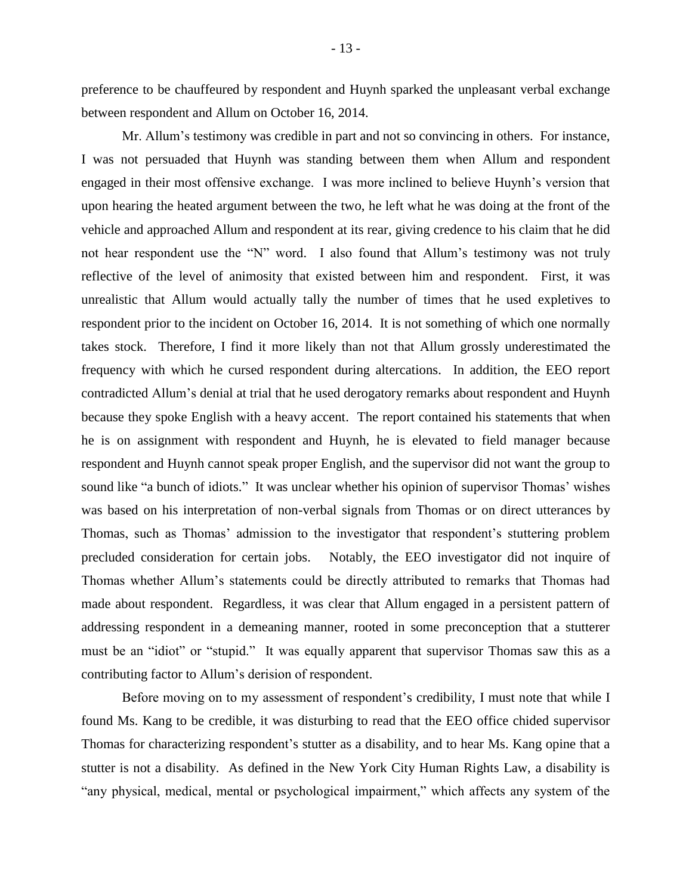preference to be chauffeured by respondent and Huynh sparked the unpleasant verbal exchange between respondent and Allum on October 16, 2014.

Mr. Allum's testimony was credible in part and not so convincing in others. For instance, I was not persuaded that Huynh was standing between them when Allum and respondent engaged in their most offensive exchange. I was more inclined to believe Huynh's version that upon hearing the heated argument between the two, he left what he was doing at the front of the vehicle and approached Allum and respondent at its rear, giving credence to his claim that he did not hear respondent use the "N" word. I also found that Allum's testimony was not truly reflective of the level of animosity that existed between him and respondent. First, it was unrealistic that Allum would actually tally the number of times that he used expletives to respondent prior to the incident on October 16, 2014. It is not something of which one normally takes stock. Therefore, I find it more likely than not that Allum grossly underestimated the frequency with which he cursed respondent during altercations. In addition, the EEO report contradicted Allum's denial at trial that he used derogatory remarks about respondent and Huynh because they spoke English with a heavy accent. The report contained his statements that when he is on assignment with respondent and Huynh, he is elevated to field manager because respondent and Huynh cannot speak proper English, and the supervisor did not want the group to sound like "a bunch of idiots." It was unclear whether his opinion of supervisor Thomas' wishes was based on his interpretation of non-verbal signals from Thomas or on direct utterances by Thomas, such as Thomas' admission to the investigator that respondent's stuttering problem precluded consideration for certain jobs. Notably, the EEO investigator did not inquire of Thomas whether Allum's statements could be directly attributed to remarks that Thomas had made about respondent. Regardless, it was clear that Allum engaged in a persistent pattern of addressing respondent in a demeaning manner, rooted in some preconception that a stutterer must be an "idiot" or "stupid." It was equally apparent that supervisor Thomas saw this as a contributing factor to Allum's derision of respondent.

Before moving on to my assessment of respondent's credibility, I must note that while I found Ms. Kang to be credible, it was disturbing to read that the EEO office chided supervisor Thomas for characterizing respondent's stutter as a disability, and to hear Ms. Kang opine that a stutter is not a disability. As defined in the New York City Human Rights Law, a disability is "any physical, medical, mental or psychological impairment," which affects any system of the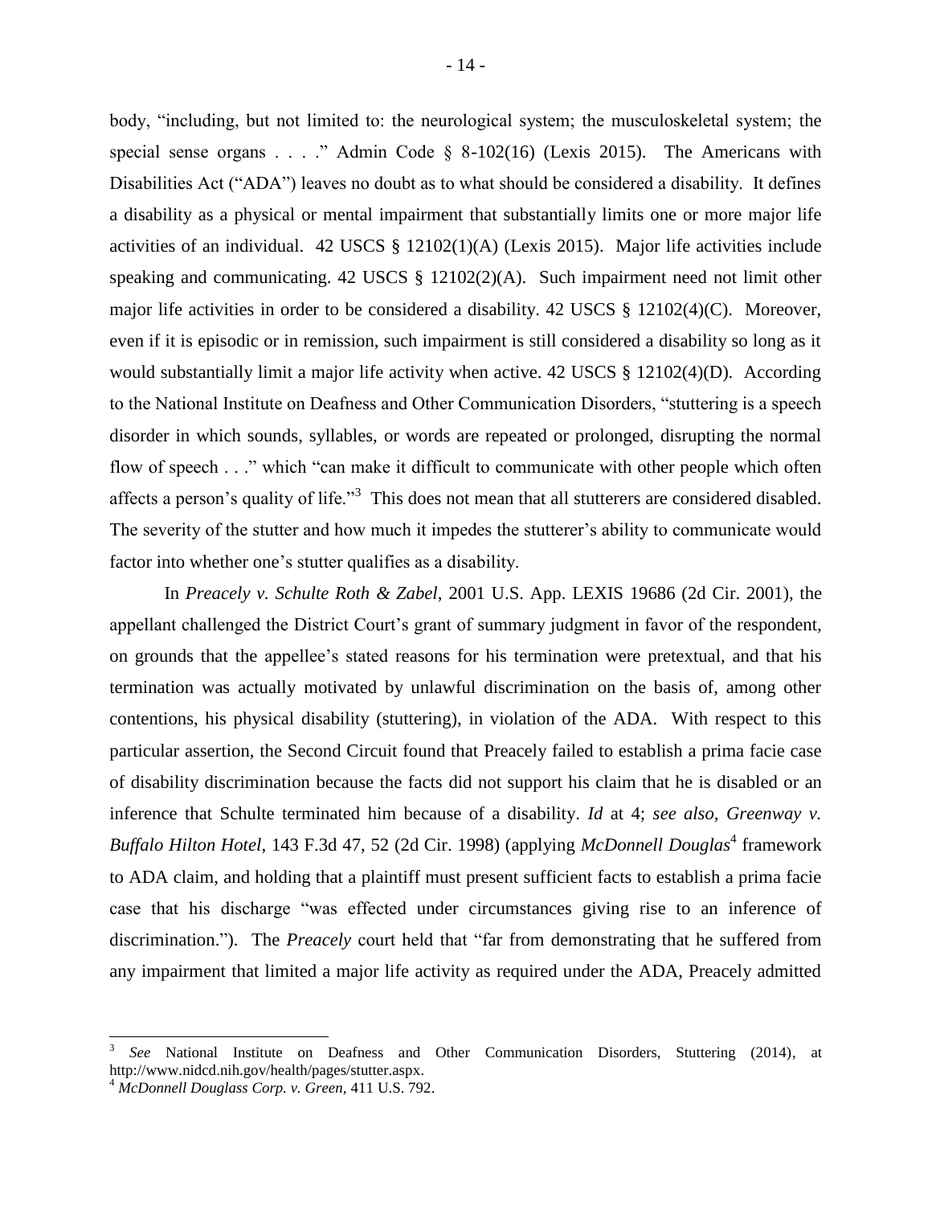body, "including, but not limited to: the neurological system; the musculoskeletal system; the special sense organs . . . ." Admin Code § 8-102(16) (Lexis 2015). The Americans with Disabilities Act ("ADA") leaves no doubt as to what should be considered a disability. It defines a disability as a physical or mental impairment that substantially limits one or more major life activities of an individual. 42 USCS § 12102(1)(A) (Lexis 2015). Major life activities include speaking and communicating. 42 USCS § 12102(2)(A). Such impairment need not limit other major life activities in order to be considered a disability. 42 USCS § 12102(4)(C). Moreover, even if it is episodic or in remission, such impairment is still considered a disability so long as it would substantially limit a major life activity when active. 42 USCS § 12102(4)(D). According to the National Institute on Deafness and Other Communication Disorders, "stuttering is a speech disorder in which sounds, syllables, or words are repeated or prolonged, disrupting the normal flow of speech . . ." which "can make it difficult to communicate with other people which often affects a person's quality of life."[3] This does not mean that all stutterers are considered disabled. The severity of the stutter and how much it impedes the stutterer's ability to communicate would factor into whether one's stutter qualifies as a disability.

In *Preacely v. Schulte Roth & Zabel,* 2001 U.S. App. LEXIS 19686 (2d Cir. 2001), the appellant challenged the District Court's grant of summary judgment in favor of the respondent, on grounds that the appellee's stated reasons for his termination were pretextual, and that his termination was actually motivated by unlawful discrimination on the basis of, among other contentions, his physical disability (stuttering), in violation of the ADA. With respect to this particular assertion, the Second Circuit found that Preacely failed to establish a prima facie case of disability discrimination because the facts did not support his claim that he is disabled or an inference that Schulte terminated him because of a disability. *Id* at 4; *see also, Greenway v. Buffalo Hilton Hotel*, 143 F.3d 47, 52 (2d Cir. 1998) (applying *McDonnell Douglas*[4] framework to ADA claim, and holding that a plaintiff must present sufficient facts to establish a prima facie case that his discharge "was effected under circumstances giving rise to an inference of discrimination."). The *Preacely* court held that "far from demonstrating that he suffered from any impairment that limited a major life activity as required under the ADA, Preacely admitted

---

[3] *See* National Institute on Deafness and Other Communication Disorders, Stuttering (2014), at http://www.nidcd.nih.gov/health/pages/stutter.aspx.

[4] *McDonnell Douglass Corp. v. Green,* 411 U.S. 792.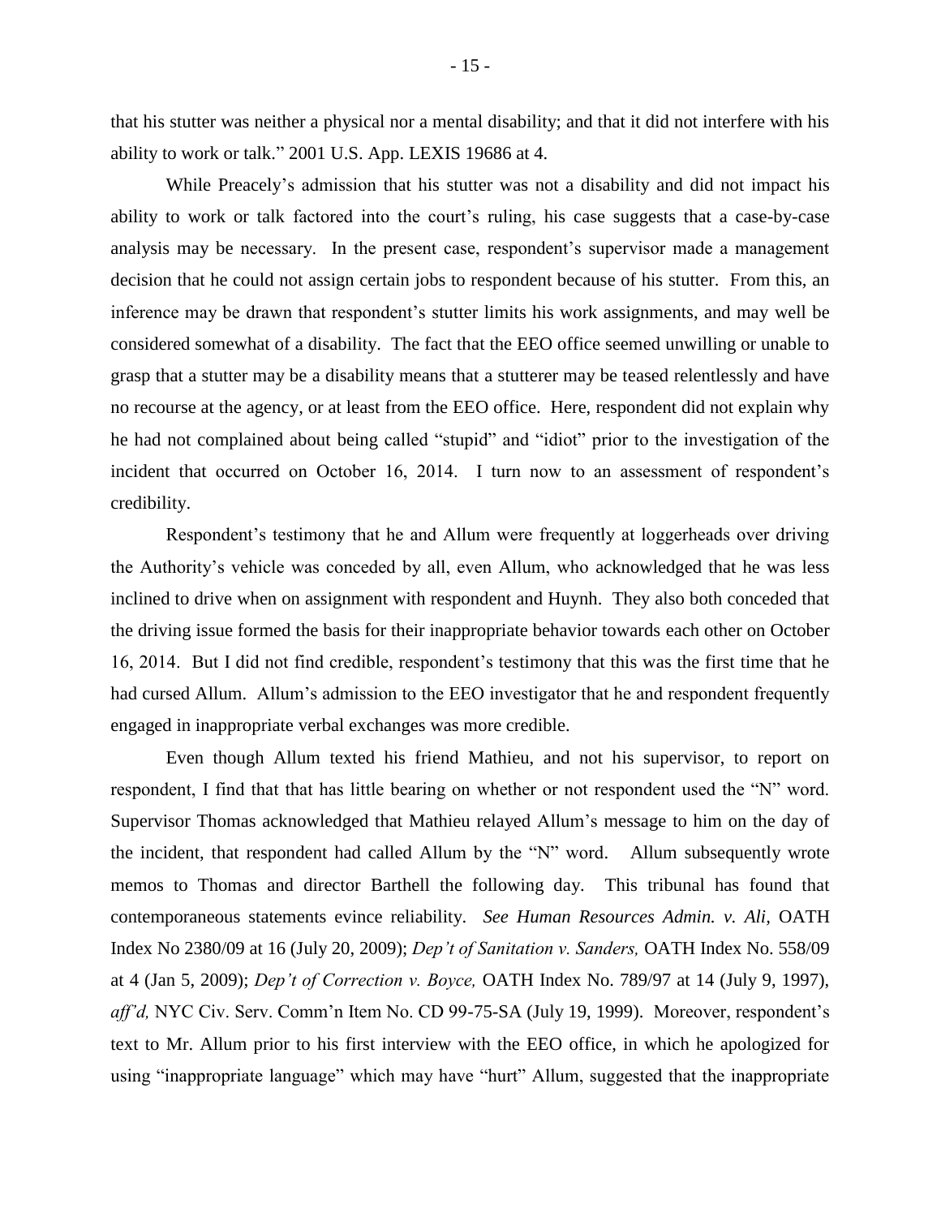that his stutter was neither a physical nor a mental disability; and that it did not interfere with his ability to work or talk." 2001 U.S. App. LEXIS 19686 at 4.

While Preacely's admission that his stutter was not a disability and did not impact his ability to work or talk factored into the court's ruling, his case suggests that a case-by-case analysis may be necessary. In the present case, respondent's supervisor made a management decision that he could not assign certain jobs to respondent because of his stutter. From this, an inference may be drawn that respondent's stutter limits his work assignments, and may well be considered somewhat of a disability. The fact that the EEO office seemed unwilling or unable to grasp that a stutter may be a disability means that a stutterer may be teased relentlessly and have no recourse at the agency, or at least from the EEO office. Here, respondent did not explain why he had not complained about being called "stupid" and "idiot" prior to the investigation of the incident that occurred on October 16, 2014. I turn now to an assessment of respondent's credibility.

Respondent's testimony that he and Allum were frequently at loggerheads over driving the Authority's vehicle was conceded by all, even Allum, who acknowledged that he was less inclined to drive when on assignment with respondent and Huynh. They also both conceded that the driving issue formed the basis for their inappropriate behavior towards each other on October 16, 2014. But I did not find credible, respondent's testimony that this was the first time that he had cursed Allum. Allum's admission to the EEO investigator that he and respondent frequently engaged in inappropriate verbal exchanges was more credible.

Even though Allum texted his friend Mathieu, and not his supervisor, to report on respondent, I find that that has little bearing on whether or not respondent used the "N" word. Supervisor Thomas acknowledged that Mathieu relayed Allum's message to him on the day of the incident, that respondent had called Allum by the "N" word. Allum subsequently wrote memos to Thomas and director Barthell the following day. This tribunal has found that contemporaneous statements evince reliability. *See Human Resources Admin. v. Ali,* OATH Index No 2380/09 at 16 (July 20, 2009); *Dep't of Sanitation v. Sanders,* OATH Index No. 558/09 at 4 (Jan 5, 2009); *Dep't of Correction v. Boyce,* OATH Index No. 789/97 at 14 (July 9, 1997), *aff'd,* NYC Civ. Serv. Comm'n Item No. CD 99-75-SA (July 19, 1999). Moreover, respondent's text to Mr. Allum prior to his first interview with the EEO office, in which he apologized for using "inappropriate language" which may have "hurt" Allum, suggested that the inappropriate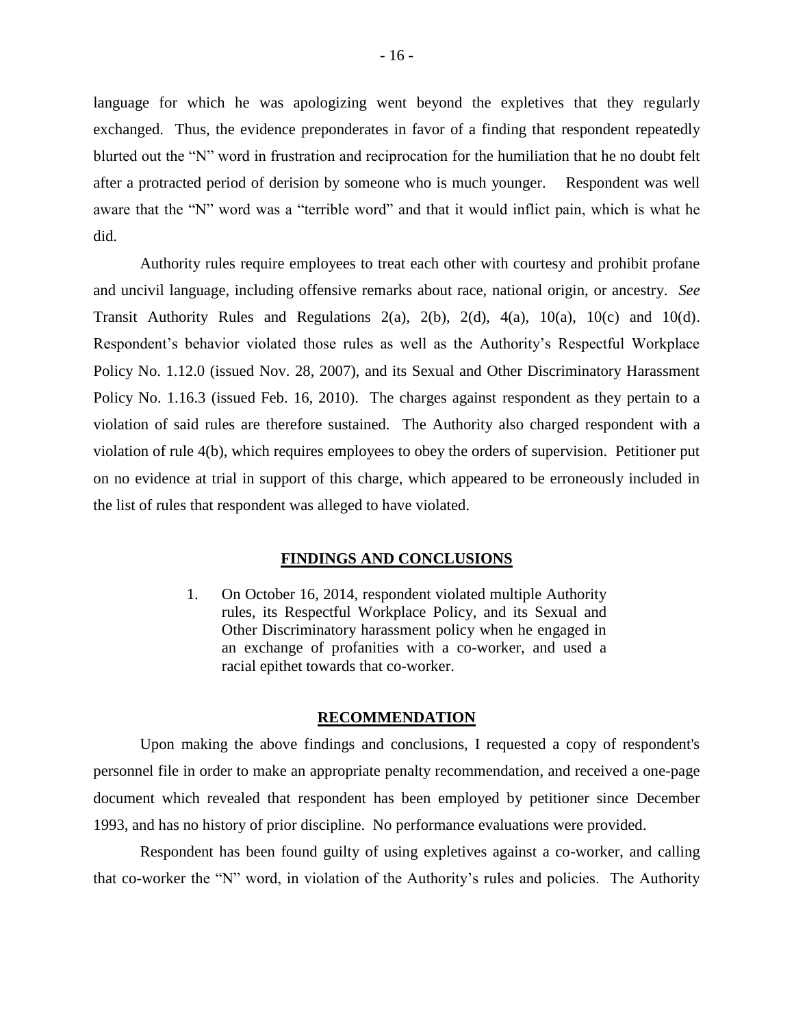language for which he was apologizing went beyond the expletives that they regularly exchanged. Thus, the evidence preponderates in favor of a finding that respondent repeatedly blurted out the "N" word in frustration and reciprocation for the humiliation that he no doubt felt after a protracted period of derision by someone who is much younger. Respondent was well aware that the "N" word was a "terrible word" and that it would inflict pain, which is what he did.

Authority rules require employees to treat each other with courtesy and prohibit profane and uncivil language, including offensive remarks about race, national origin, or ancestry. *See* Transit Authority Rules and Regulations 2(a), 2(b), 2(d), 4(a), 10(a), 10(c) and 10(d). Respondent's behavior violated those rules as well as the Authority's Respectful Workplace Policy No. 1.12.0 (issued Nov. 28, 2007), and its Sexual and Other Discriminatory Harassment Policy No. 1.16.3 (issued Feb. 16, 2010). The charges against respondent as they pertain to a violation of said rules are therefore sustained. The Authority also charged respondent with a violation of rule 4(b), which requires employees to obey the orders of supervision. Petitioner put on no evidence at trial in support of this charge, which appeared to be erroneously included in the list of rules that respondent was alleged to have violated.

## FINDINGS AND CONCLUSIONS

1. On October 16, 2014, respondent violated multiple Authority rules, its Respectful Workplace Policy, and its Sexual and Other Discriminatory harassment policy when he engaged in an exchange of profanities with a co-worker, and used a racial epithet towards that co-worker.

## RECOMMENDATION

Upon making the above findings and conclusions, I requested a copy of respondent's personnel file in order to make an appropriate penalty recommendation, and received a one-page document which revealed that respondent has been employed by petitioner since December 1993, and has no history of prior discipline. No performance evaluations were provided.

Respondent has been found guilty of using expletives against a co-worker, and calling that co-worker the "N" word, in violation of the Authority's rules and policies. The Authority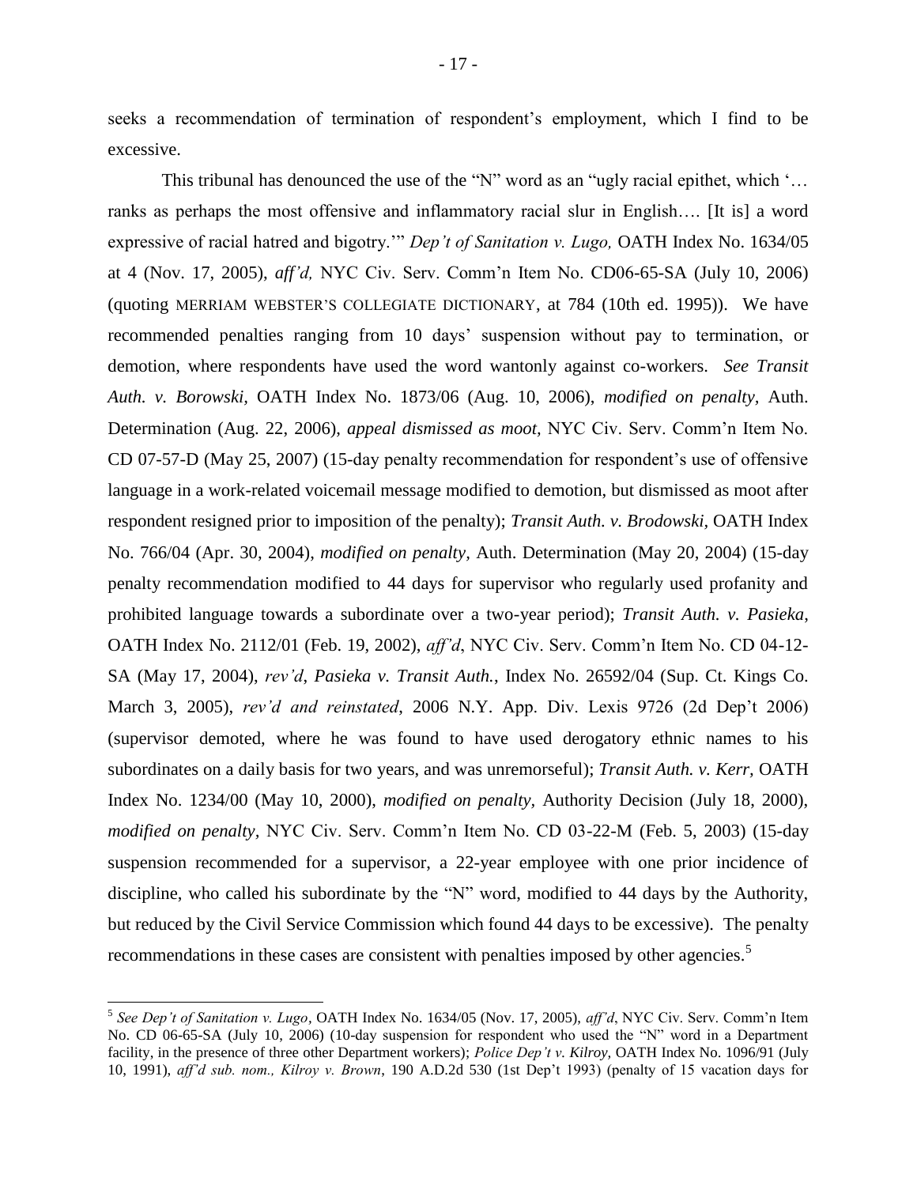seeks a recommendation of termination of respondent's employment, which I find to be excessive.

This tribunal has denounced the use of the "N" word as an "ugly racial epithet, which '… ranks as perhaps the most offensive and inflammatory racial slur in English…. [It is] a word expressive of racial hatred and bigotry.'" *Dep't of Sanitation v. Lugo,* OATH Index No. 1634/05 at 4 (Nov. 17, 2005), *aff'd,* NYC Civ. Serv. Comm'n Item No. CD06-65-SA (July 10, 2006) (quoting MERRIAM WEBSTER'S COLLEGIATE DICTIONARY, at 784 (10th ed. 1995)). We have recommended penalties ranging from 10 days' suspension without pay to termination, or demotion, where respondents have used the word wantonly against co-workers. *See Transit Auth. v. Borowski,* OATH Index No. 1873/06 (Aug. 10, 2006), *modified on penalty,* Auth. Determination (Aug. 22, 2006), *appeal dismissed as moot,* NYC Civ. Serv. Comm'n Item No. CD 07-57-D (May 25, 2007) (15-day penalty recommendation for respondent's use of offensive language in a work-related voicemail message modified to demotion, but dismissed as moot after respondent resigned prior to imposition of the penalty); *Transit Auth. v. Brodowski,* OATH Index No. 766/04 (Apr. 30, 2004), *modified on penalty,* Auth. Determination (May 20, 2004) (15-day penalty recommendation modified to 44 days for supervisor who regularly used profanity and prohibited language towards a subordinate over a two-year period); *Transit Auth. v. Pasieka*, OATH Index No. 2112/01 (Feb. 19, 2002), *aff'd*, NYC Civ. Serv. Comm'n Item No. CD 04-12-SA (May 17, 2004), *rev'd*, *Pasieka v. Transit Auth.*, Index No. 26592/04 (Sup. Ct. Kings Co. March 3, 2005), *rev'd and reinstated*, 2006 N.Y. App. Div. Lexis 9726 (2d Dep't 2006) (supervisor demoted, where he was found to have used derogatory ethnic names to his subordinates on a daily basis for two years, and was unremorseful); *Transit Auth. v. Kerr,* OATH Index No. 1234/00 (May 10, 2000), *modified on penalty*, Authority Decision (July 18, 2000), *modified on penalty,* NYC Civ. Serv. Comm'n Item No. CD 03-22-M (Feb. 5, 2003) (15-day suspension recommended for a supervisor, a 22-year employee with one prior incidence of discipline, who called his subordinate by the "N" word, modified to 44 days by the Authority, but reduced by the Civil Service Commission which found 44 days to be excessive). The penalty recommendations in these cases are consistent with penalties imposed by other agencies.[5]

[5] *See Dep't of Sanitation v. Lugo*, OATH Index No. 1634/05 (Nov. 17, 2005), *aff'd*, NYC Civ. Serv. Comm'n Item No. CD 06-65-SA (July 10, 2006) (10-day suspension for respondent who used the "N" word in a Department facility, in the presence of three other Department workers); *Police Dep't v. Kilroy,* OATH Index No. 1096/91 (July 10, 1991), *aff'd sub. nom., Kilroy v. Brown*, 190 A.D.2d 530 (1st Dep't 1993) (penalty of 15 vacation days for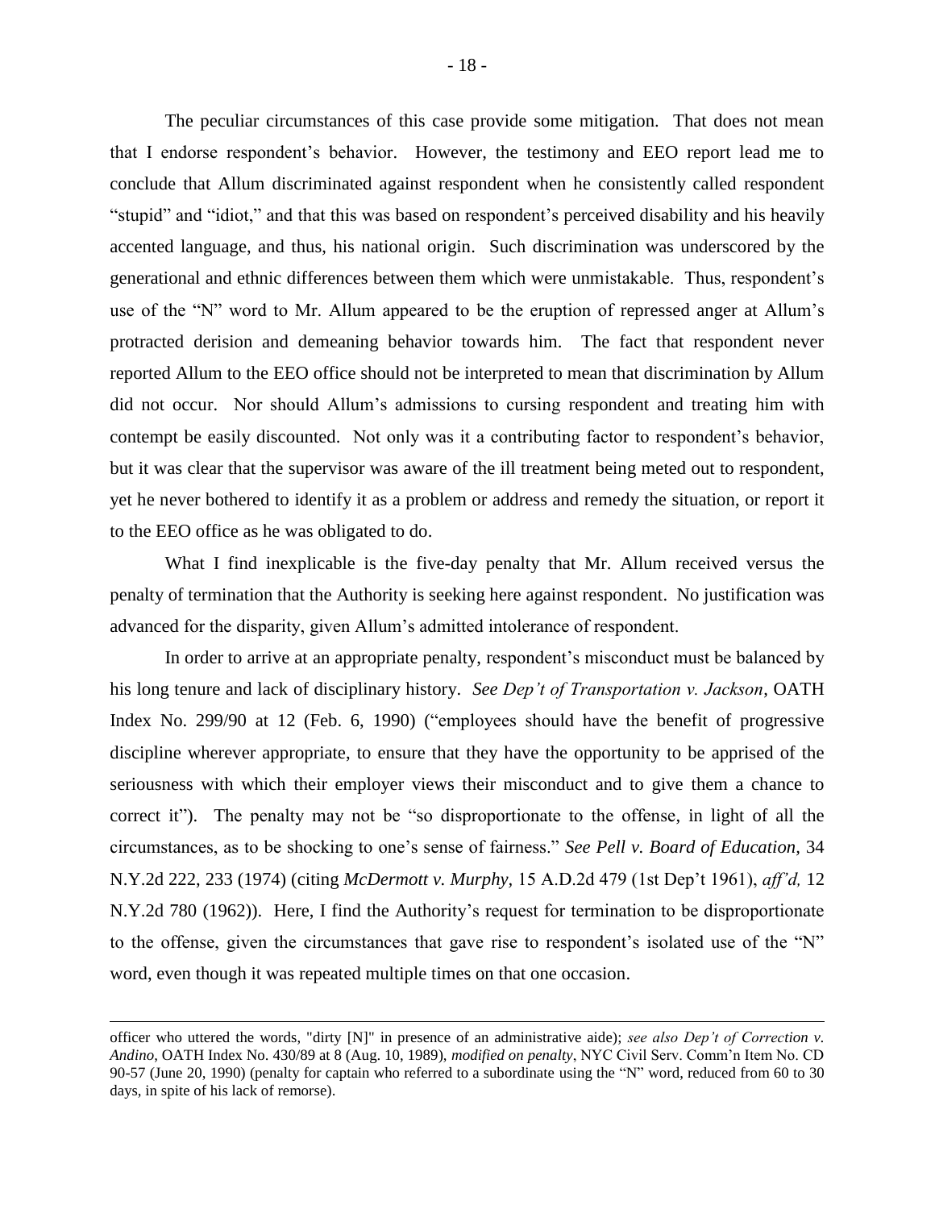The peculiar circumstances of this case provide some mitigation. That does not mean that I endorse respondent's behavior. However, the testimony and EEO report lead me to conclude that Allum discriminated against respondent when he consistently called respondent "stupid" and "idiot," and that this was based on respondent's perceived disability and his heavily accented language, and thus, his national origin. Such discrimination was underscored by the generational and ethnic differences between them which were unmistakable. Thus, respondent's use of the "N" word to Mr. Allum appeared to be the eruption of repressed anger at Allum's protracted derision and demeaning behavior towards him. The fact that respondent never reported Allum to the EEO office should not be interpreted to mean that discrimination by Allum did not occur. Nor should Allum's admissions to cursing respondent and treating him with contempt be easily discounted. Not only was it a contributing factor to respondent's behavior, but it was clear that the supervisor was aware of the ill treatment being meted out to respondent, yet he never bothered to identify it as a problem or address and remedy the situation, or report it to the EEO office as he was obligated to do.

What I find inexplicable is the five-day penalty that Mr. Allum received versus the penalty of termination that the Authority is seeking here against respondent. No justification was advanced for the disparity, given Allum's admitted intolerance of respondent.

In order to arrive at an appropriate penalty, respondent's misconduct must be balanced by his long tenure and lack of disciplinary history. *See Dep't of Transportation v. Jackson*, OATH Index No. 299/90 at 12 (Feb. 6, 1990) ("employees should have the benefit of progressive discipline wherever appropriate, to ensure that they have the opportunity to be apprised of the seriousness with which their employer views their misconduct and to give them a chance to correct it"). The penalty may not be "so disproportionate to the offense, in light of all the circumstances, as to be shocking to one's sense of fairness." *See Pell v. Board of Education*, 34 N.Y.2d 222, 233 (1974) (citing *McDermott v. Murphy*, 15 A.D.2d 479 (1st Dep't 1961), *aff'd*, 12 N.Y.2d 780 (1962)). Here, I find the Authority's request for termination to be disproportionate to the offense, given the circumstances that gave rise to respondent's isolated use of the "N" word, even though it was repeated multiple times on that one occasion.

---

officer who uttered the words, "dirty [N]" in presence of an administrative aide); *see also Dep't of Correction v. Andino*, OATH Index No. 430/89 at 8 (Aug. 10, 1989), *modified on penalty*, NYC Civil Serv. Comm'n Item No. CD 90-57 (June 20, 1990) (penalty for captain who referred to a subordinate using the "N" word, reduced from 60 to 30 days, in spite of his lack of remorse).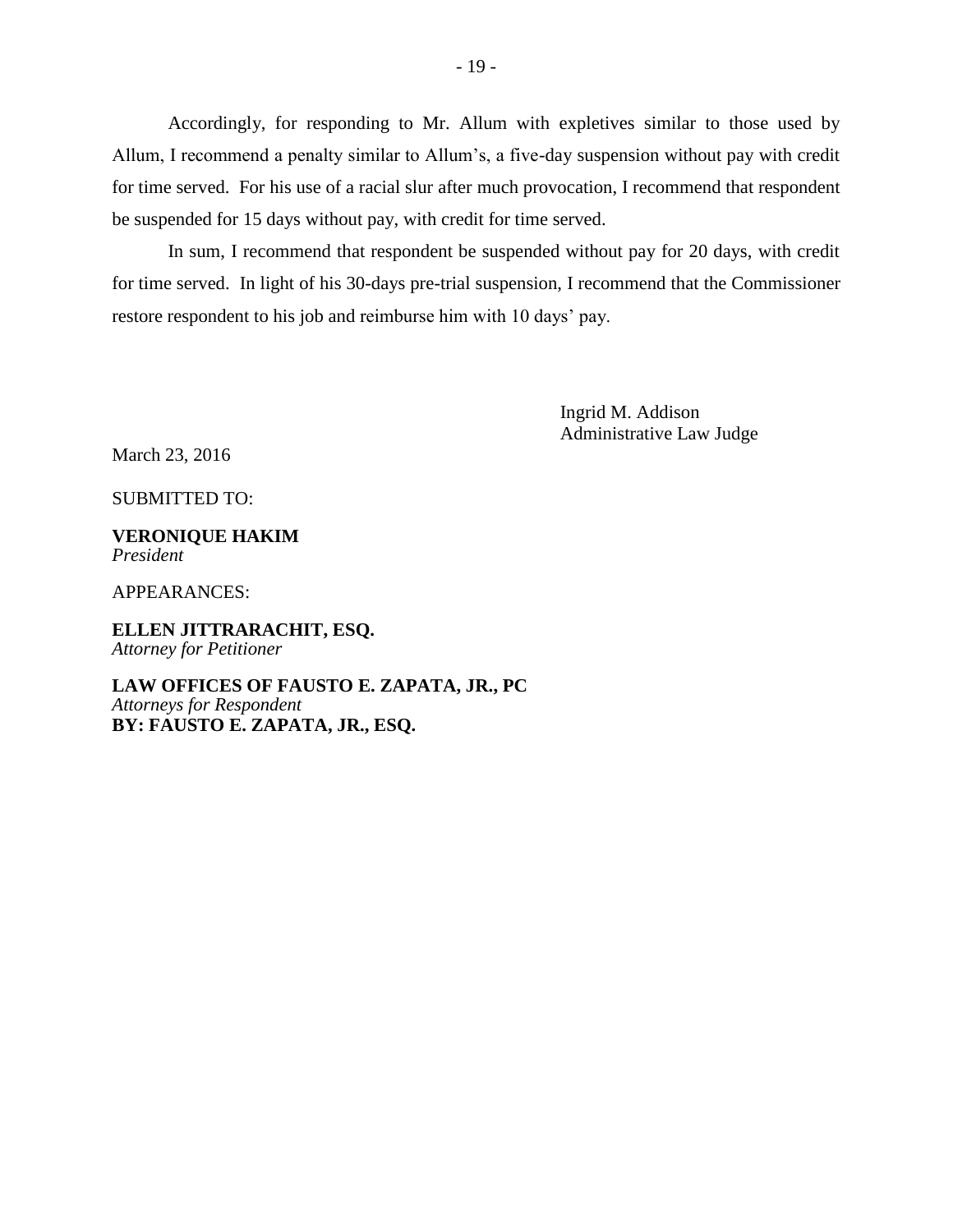Accordingly, for responding to Mr. Allum with expletives similar to those used by Allum, I recommend a penalty similar to Allum's, a five-day suspension without pay with credit for time served. For his use of a racial slur after much provocation, I recommend that respondent be suspended for 15 days without pay, with credit for time served.

In sum, I recommend that respondent be suspended without pay for 20 days, with credit for time served. In light of his 30-days pre-trial suspension, I recommend that the Commissioner restore respondent to his job and reimburse him with 10 days' pay.

Ingrid M. Addison
Administrative Law Judge

March 23, 2016

SUBMITTED TO:

**VERONIQUE HAKIM**
*President*

APPEARANCES:

**ELLEN JITTRARACHIT, ESQ.**
*Attorney for Petitioner*

**LAW OFFICES OF FAUSTO E. ZAPATA, JR., PC**
*Attorneys for Respondent*
**BY: FAUSTO E. ZAPATA, JR., ESQ.**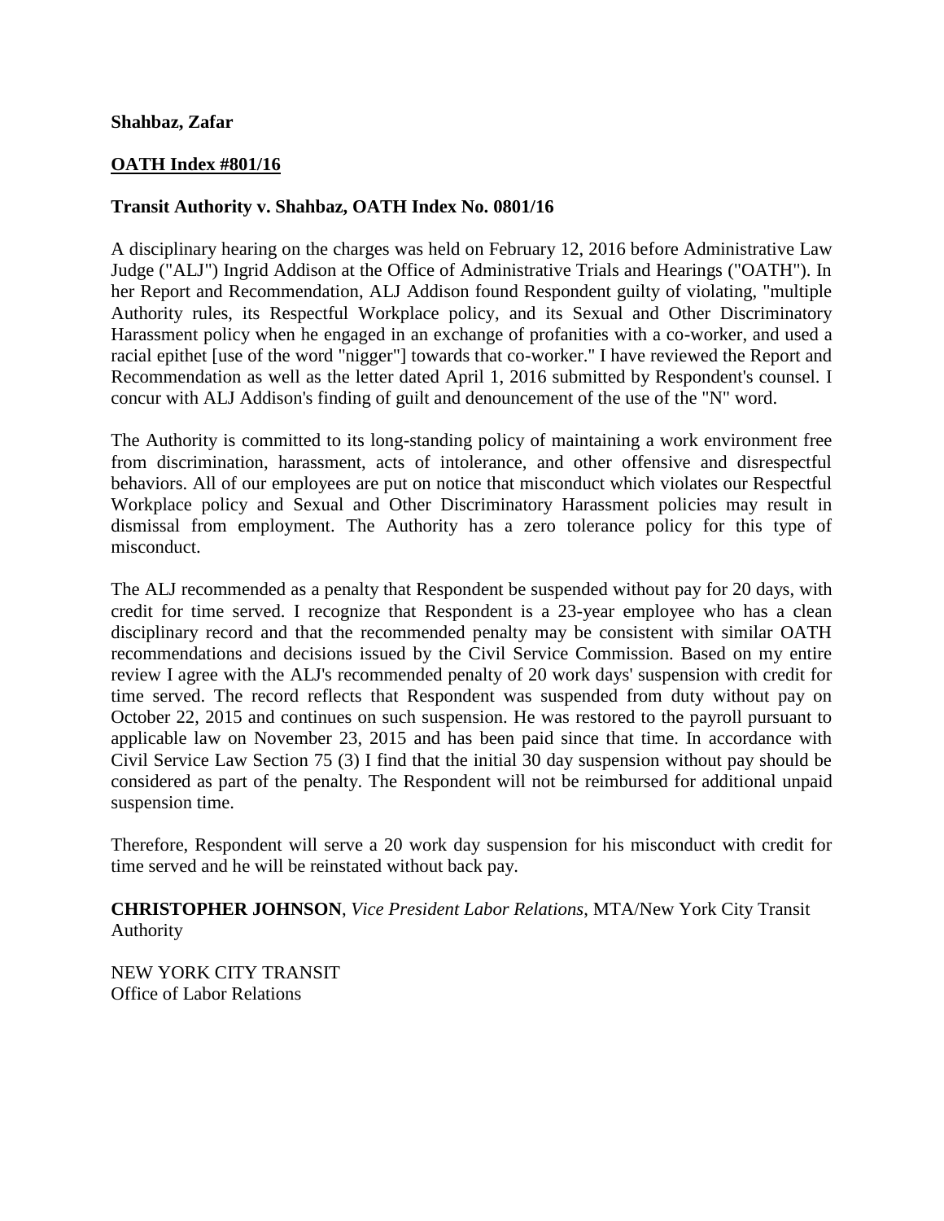**Shahbaz, Zafar**

**OATH Index #801/16**

**Transit Authority v. Shahbaz, OATH Index No. 0801/16**

A disciplinary hearing on the charges was held on February 12, 2016 before Administrative Law Judge ("ALJ") Ingrid Addison at the Office of Administrative Trials and Hearings ("OATH"). In her Report and Recommendation, ALJ Addison found Respondent guilty of violating, "multiple Authority rules, its Respectful Workplace policy, and its Sexual and Other Discriminatory Harassment policy when he engaged in an exchange of profanities with a co-worker, and used a racial epithet [use of the word "nigger"] towards that co-worker." I have reviewed the Report and Recommendation as well as the letter dated April 1, 2016 submitted by Respondent's counsel. I concur with ALJ Addison's finding of guilt and denouncement of the use of the "N" word.

The Authority is committed to its long-standing policy of maintaining a work environment free from discrimination, harassment, acts of intolerance, and other offensive and disrespectful behaviors. All of our employees are put on notice that misconduct which violates our Respectful Workplace policy and Sexual and Other Discriminatory Harassment policies may result in dismissal from employment. The Authority has a zero tolerance policy for this type of misconduct.

The ALJ recommended as a penalty that Respondent be suspended without pay for 20 days, with credit for time served. I recognize that Respondent is a 23-year employee who has a clean disciplinary record and that the recommended penalty may be consistent with similar OATH recommendations and decisions issued by the Civil Service Commission. Based on my entire review I agree with the ALJ's recommended penalty of 20 work days' suspension with credit for time served. The record reflects that Respondent was suspended from duty without pay on October 22, 2015 and continues on such suspension. He was restored to the payroll pursuant to applicable law on November 23, 2015 and has been paid since that time. In accordance with Civil Service Law Section 75 (3) I find that the initial 30 day suspension without pay should be considered as part of the penalty. The Respondent will not be reimbursed for additional unpaid suspension time.

Therefore, Respondent will serve a 20 work day suspension for his misconduct with credit for time served and he will be reinstated without back pay.

**CHRISTOPHER JOHNSON**, *Vice President Labor Relations*, MTA/New York City Transit Authority

NEW YORK CITY TRANSIT
Office of Labor Relations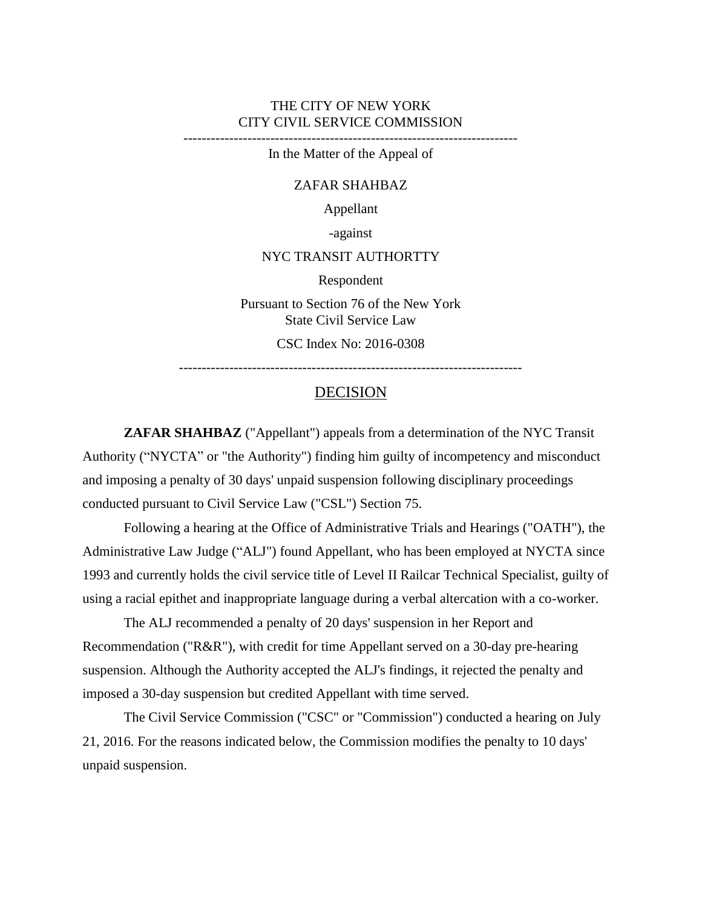THE CITY OF NEW YORK
CITY CIVIL SERVICE COMMISSION

---

In the Matter of the Appeal of

ZAFAR SHAHBAZ

Appellant

-against

NYC TRANSIT AUTHORTTY

Respondent

Pursuant to Section 76 of the New York State Civil Service Law

CSC Index No: 2016-0308

---

## DECISION

**ZAFAR SHAHBAZ** ("Appellant") appeals from a determination of the NYC Transit Authority ("NYCTA" or "the Authority") finding him guilty of incompetency and misconduct and imposing a penalty of 30 days' unpaid suspension following disciplinary proceedings conducted pursuant to Civil Service Law ("CSL") Section 75.

Following a hearing at the Office of Administrative Trials and Hearings ("OATH"), the Administrative Law Judge ("ALJ") found Appellant, who has been employed at NYCTA since 1993 and currently holds the civil service title of Level II Railcar Technical Specialist, guilty of using a racial epithet and inappropriate language during a verbal altercation with a co-worker.

The ALJ recommended a penalty of 20 days' suspension in her Report and Recommendation ("R&R"), with credit for time Appellant served on a 30-day pre-hearing suspension. Although the Authority accepted the ALJ's findings, it rejected the penalty and imposed a 30-day suspension but credited Appellant with time served.

The Civil Service Commission ("CSC" or "Commission") conducted a hearing on July 21, 2016. For the reasons indicated below, the Commission modifies the penalty to 10 days' unpaid suspension.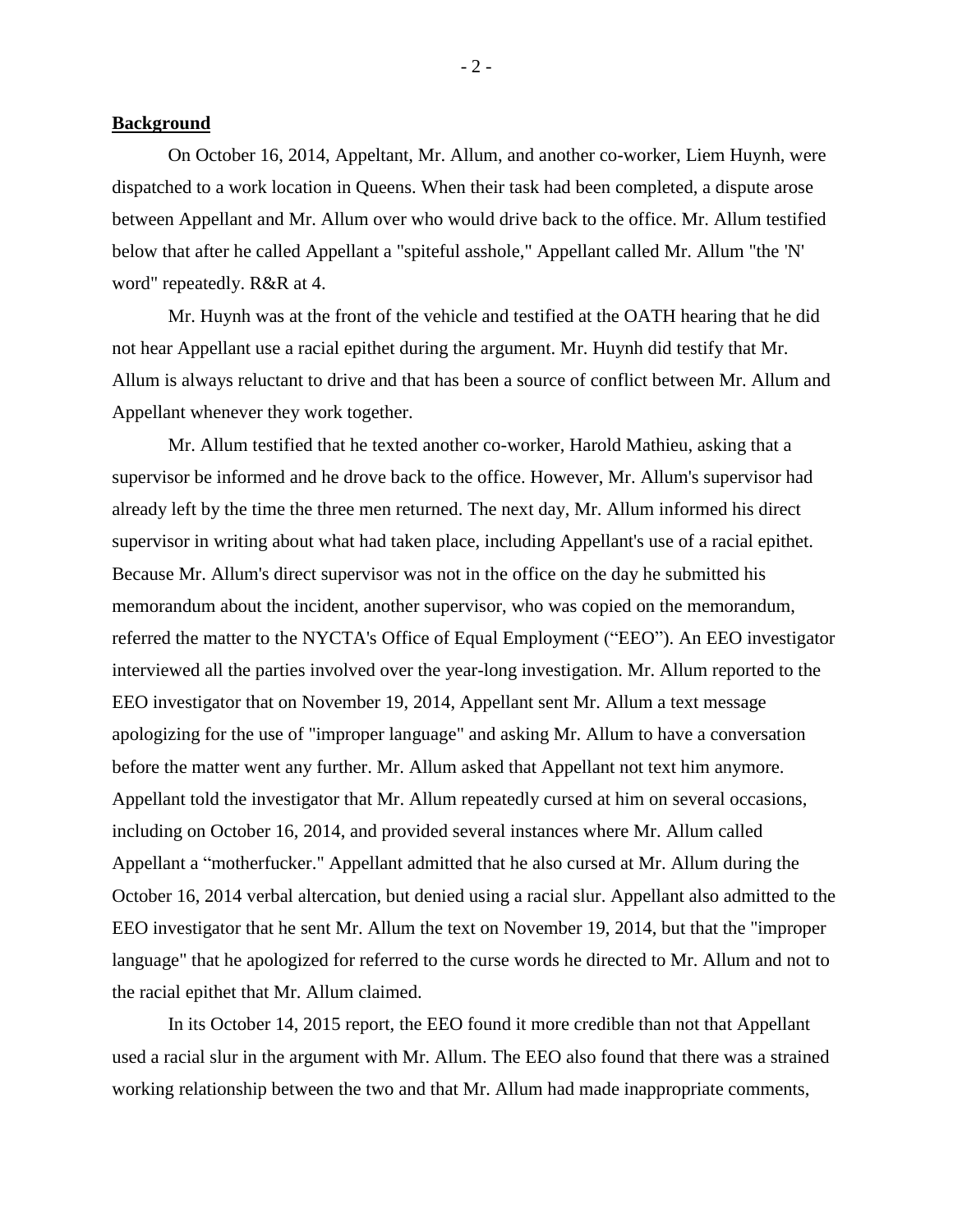**Background**

On October 16, 2014, Appeltant, Mr. Allum, and another co-worker, Liem Huynh, were dispatched to a work location in Queens. When their task had been completed, a dispute arose between Appellant and Mr. Allum over who would drive back to the office. Mr. Allum testified below that after he called Appellant a "spiteful asshole," Appellant called Mr. Allum "the 'N' word" repeatedly. R&R at 4.

Mr. Huynh was at the front of the vehicle and testified at the OATH hearing that he did not hear Appellant use a racial epithet during the argument. Mr. Huynh did testify that Mr. Allum is always reluctant to drive and that has been a source of conflict between Mr. Allum and Appellant whenever they work together.

Mr. Allum testified that he texted another co-worker, Harold Mathieu, asking that a supervisor be informed and he drove back to the office. However, Mr. Allum's supervisor had already left by the time the three men returned. The next day, Mr. Allum informed his direct supervisor in writing about what had taken place, including Appellant's use of a racial epithet. Because Mr. Allum's direct supervisor was not in the office on the day he submitted his memorandum about the incident, another supervisor, who was copied on the memorandum, referred the matter to the NYCTA's Office of Equal Employment ("EEO"). An EEO investigator interviewed all the parties involved over the year-long investigation. Mr. Allum reported to the EEO investigator that on November 19, 2014, Appellant sent Mr. Allum a text message apologizing for the use of "improper language" and asking Mr. Allum to have a conversation before the matter went any further. Mr. Allum asked that Appellant not text him anymore. Appellant told the investigator that Mr. Allum repeatedly cursed at him on several occasions, including on October 16, 2014, and provided several instances where Mr. Allum called Appellant a "motherfucker." Appellant admitted that he also cursed at Mr. Allum during the October 16, 2014 verbal altercation, but denied using a racial slur. Appellant also admitted to the EEO investigator that he sent Mr. Allum the text on November 19, 2014, but that the "improper language" that he apologized for referred to the curse words he directed to Mr. Allum and not to the racial epithet that Mr. Allum claimed.

In its October 14, 2015 report, the EEO found it more credible than not that Appellant used a racial slur in the argument with Mr. Allum. The EEO also found that there was a strained working relationship between the two and that Mr. Allum had made inappropriate comments,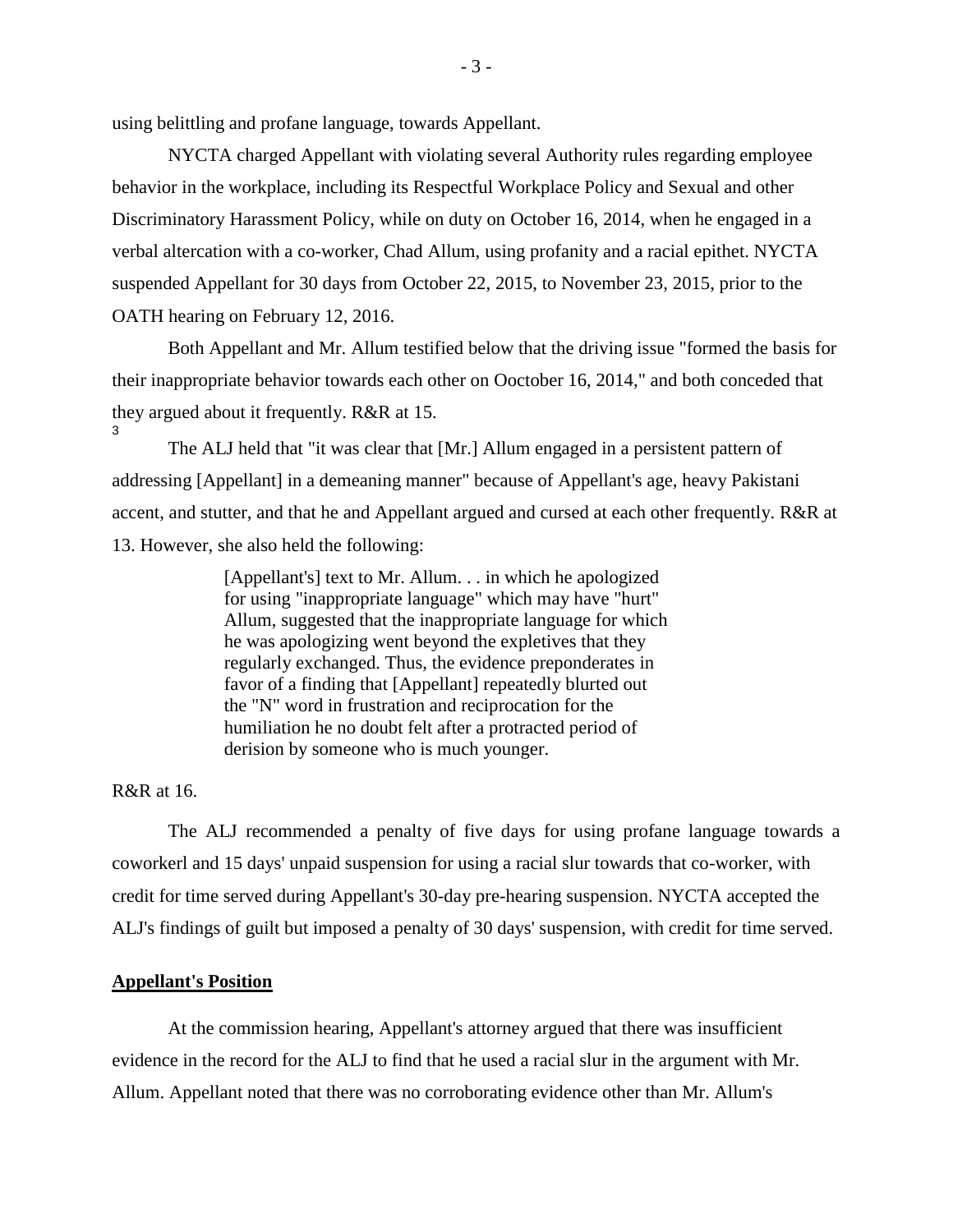using belittling and profane language, towards Appellant.

NYCTA charged Appellant with violating several Authority rules regarding employee behavior in the workplace, including its Respectful Workplace Policy and Sexual and other Discriminatory Harassment Policy, while on duty on October 16, 2014, when he engaged in a verbal altercation with a co-worker, Chad Allum, using profanity and a racial epithet. NYCTA suspended Appellant for 30 days from October 22, 2015, to November 23, 2015, prior to the OATH hearing on February 12, 2016.

Both Appellant and Mr. Allum testified below that the driving issue "formed the basis for their inappropriate behavior towards each other on Ooctober 16, 2014," and both conceded that they argued about it frequently. R&R at 15.

3

The ALJ held that "it was clear that [Mr.] Allum engaged in a persistent pattern of addressing [Appellant] in a demeaning manner" because of Appellant's age, heavy Pakistani accent, and stutter, and that he and Appellant argued and cursed at each other frequently. R&R at 13. However, she also held the following:

> [Appellant's] text to Mr. Allum. . . in which he apologized for using "inappropriate language" which may have "hurt" Allum, suggested that the inappropriate language for which he was apologizing went beyond the expletives that they regularly exchanged. Thus, the evidence preponderates in favor of a finding that [Appellant] repeatedly blurted out the "N" word in frustration and reciprocation for the humiliation he no doubt felt after a protracted period of derision by someone who is much younger.

R&R at 16.

The ALJ recommended a penalty of five days for using profane language towards a coworkerl and 15 days' unpaid suspension for using a racial slur towards that co-worker, with credit for time served during Appellant's 30-day pre-hearing suspension. NYCTA accepted the ALJ's findings of guilt but imposed a penalty of 30 days' suspension, with credit for time served.

## Appellant's Position

At the commission hearing, Appellant's attorney argued that there was insufficient evidence in the record for the ALJ to find that he used a racial slur in the argument with Mr. Allum. Appellant noted that there was no corroborating evidence other than Mr. Allum's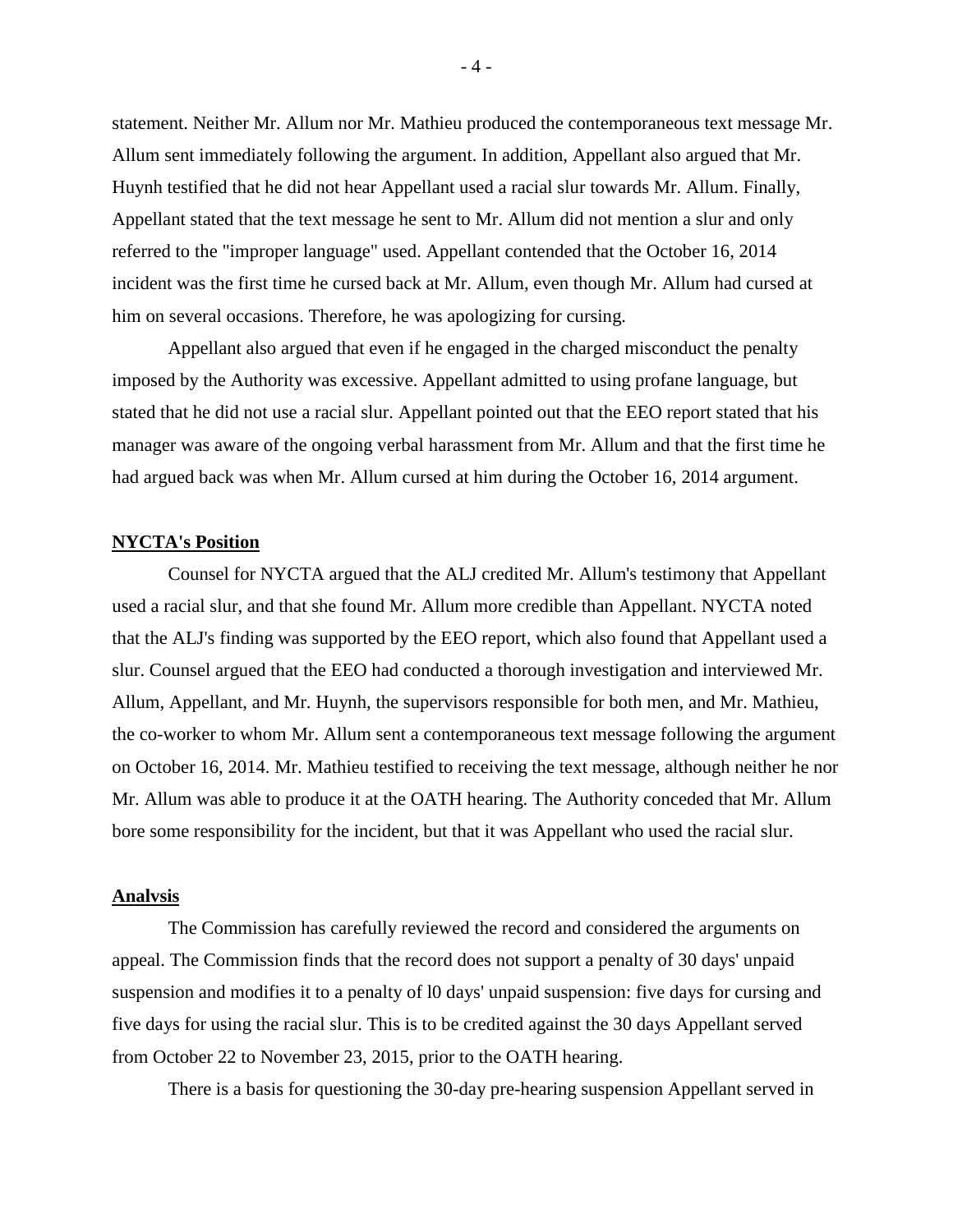statement. Neither Mr. Allum nor Mr. Mathieu produced the contemporaneous text message Mr. Allum sent immediately following the argument. In addition, Appellant also argued that Mr. Huynh testified that he did not hear Appellant used a racial slur towards Mr. Allum. Finally, Appellant stated that the text message he sent to Mr. Allum did not mention a slur and only referred to the "improper language" used. Appellant contended that the October 16, 2014 incident was the first time he cursed back at Mr. Allum, even though Mr. Allum had cursed at him on several occasions. Therefore, he was apologizing for cursing.

Appellant also argued that even if he engaged in the charged misconduct the penalty imposed by the Authority was excessive. Appellant admitted to using profane language, but stated that he did not use a racial slur. Appellant pointed out that the EEO report stated that his manager was aware of the ongoing verbal harassment from Mr. Allum and that the first time he had argued back was when Mr. Allum cursed at him during the October 16, 2014 argument.

**NYCTA's Position**

Counsel for NYCTA argued that the ALJ credited Mr. Allum's testimony that Appellant used a racial slur, and that she found Mr. Allum more credible than Appellant. NYCTA noted that the ALJ's finding was supported by the EEO report, which also found that Appellant used a slur. Counsel argued that the EEO had conducted a thorough investigation and interviewed Mr. Allum, Appellant, and Mr. Huynh, the supervisors responsible for both men, and Mr. Mathieu, the co-worker to whom Mr. Allum sent a contemporaneous text message following the argument on October 16, 2014. Mr. Mathieu testified to receiving the text message, although neither he nor Mr. Allum was able to produce it at the OATH hearing. The Authority conceded that Mr. Allum bore some responsibility for the incident, but that it was Appellant who used the racial slur.

**Analysis**

The Commission has carefully reviewed the record and considered the arguments on appeal. The Commission finds that the record does not support a penalty of 30 days' unpaid suspension and modifies it to a penalty of l0 days' unpaid suspension: five days for cursing and five days for using the racial slur. This is to be credited against the 30 days Appellant served from October 22 to November 23, 2015, prior to the OATH hearing.

There is a basis for questioning the 30-day pre-hearing suspension Appellant served in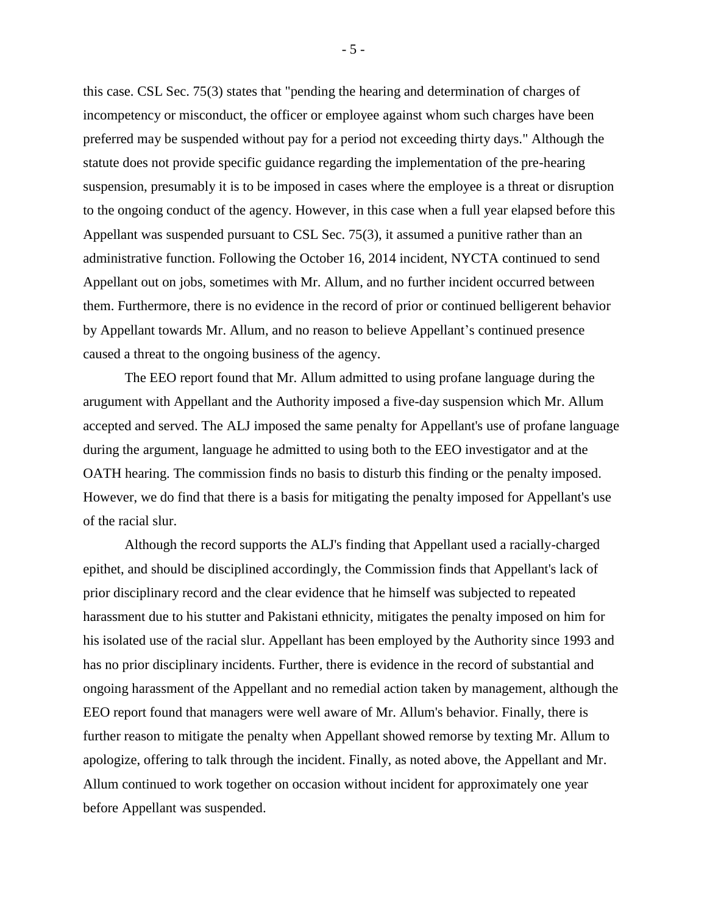this case. CSL Sec. 75(3) states that "pending the hearing and determination of charges of incompetency or misconduct, the officer or employee against whom such charges have been preferred may be suspended without pay for a period not exceeding thirty days." Although the statute does not provide specific guidance regarding the implementation of the pre-hearing suspension, presumably it is to be imposed in cases where the employee is a threat or disruption to the ongoing conduct of the agency. However, in this case when a full year elapsed before this Appellant was suspended pursuant to CSL Sec. 75(3), it assumed a punitive rather than an administrative function. Following the October 16, 2014 incident, NYCTA continued to send Appellant out on jobs, sometimes with Mr. Allum, and no further incident occurred between them. Furthermore, there is no evidence in the record of prior or continued belligerent behavior by Appellant towards Mr. Allum, and no reason to believe Appellant's continued presence caused a threat to the ongoing business of the agency.

The EEO report found that Mr. Allum admitted to using profane language during the arugument with Appellant and the Authority imposed a five-day suspension which Mr. Allum accepted and served. The ALJ imposed the same penalty for Appellant's use of profane language during the argument, language he admitted to using both to the EEO investigator and at the OATH hearing. The commission finds no basis to disturb this finding or the penalty imposed. However, we do find that there is a basis for mitigating the penalty imposed for Appellant's use of the racial slur.

Although the record supports the ALJ's finding that Appellant used a racially-charged epithet, and should be disciplined accordingly, the Commission finds that Appellant's lack of prior disciplinary record and the clear evidence that he himself was subjected to repeated harassment due to his stutter and Pakistani ethnicity, mitigates the penalty imposed on him for his isolated use of the racial slur. Appellant has been employed by the Authority since 1993 and has no prior disciplinary incidents. Further, there is evidence in the record of substantial and ongoing harassment of the Appellant and no remedial action taken by management, although the EEO report found that managers were well aware of Mr. Allum's behavior. Finally, there is further reason to mitigate the penalty when Appellant showed remorse by texting Mr. Allum to apologize, offering to talk through the incident. Finally, as noted above, the Appellant and Mr. Allum continued to work together on occasion without incident for approximately one year before Appellant was suspended.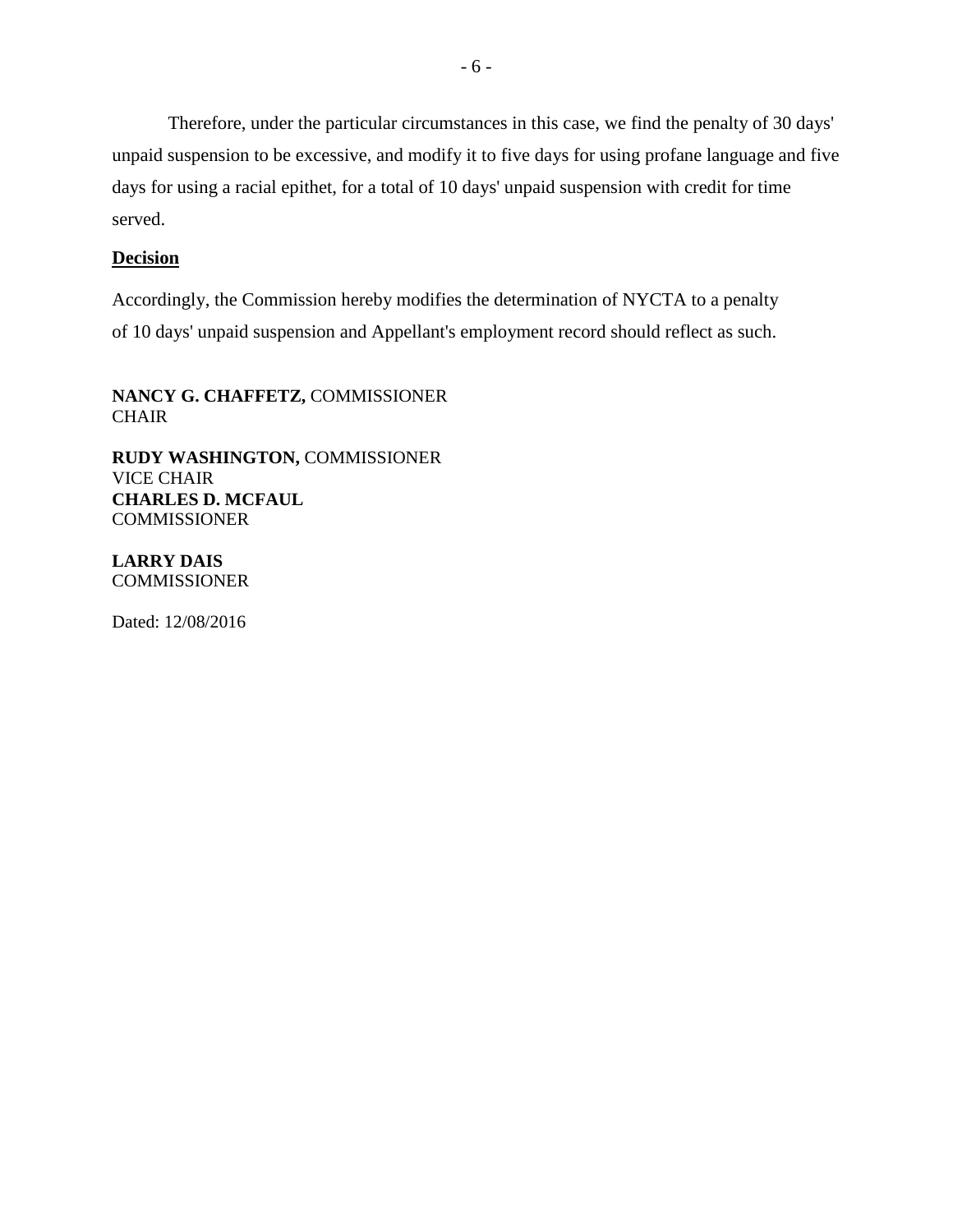Therefore, under the particular circumstances in this case, we find the penalty of 30 days' unpaid suspension to be excessive, and modify it to five days for using profane language and five days for using a racial epithet, for a total of 10 days' unpaid suspension with credit for time served.

**Decision**

Accordingly, the Commission hereby modifies the determination of NYCTA to a penalty of 10 days' unpaid suspension and Appellant's employment record should reflect as such.

**NANCY G. CHAFFETZ,** COMMISSIONER
CHAIR

**RUDY WASHINGTON,** COMMISSIONER
VICE CHAIR
**CHARLES D. MCFAUL**
COMMISSIONER

**LARRY DAIS**
COMMISSIONER

Dated: 12/08/2016